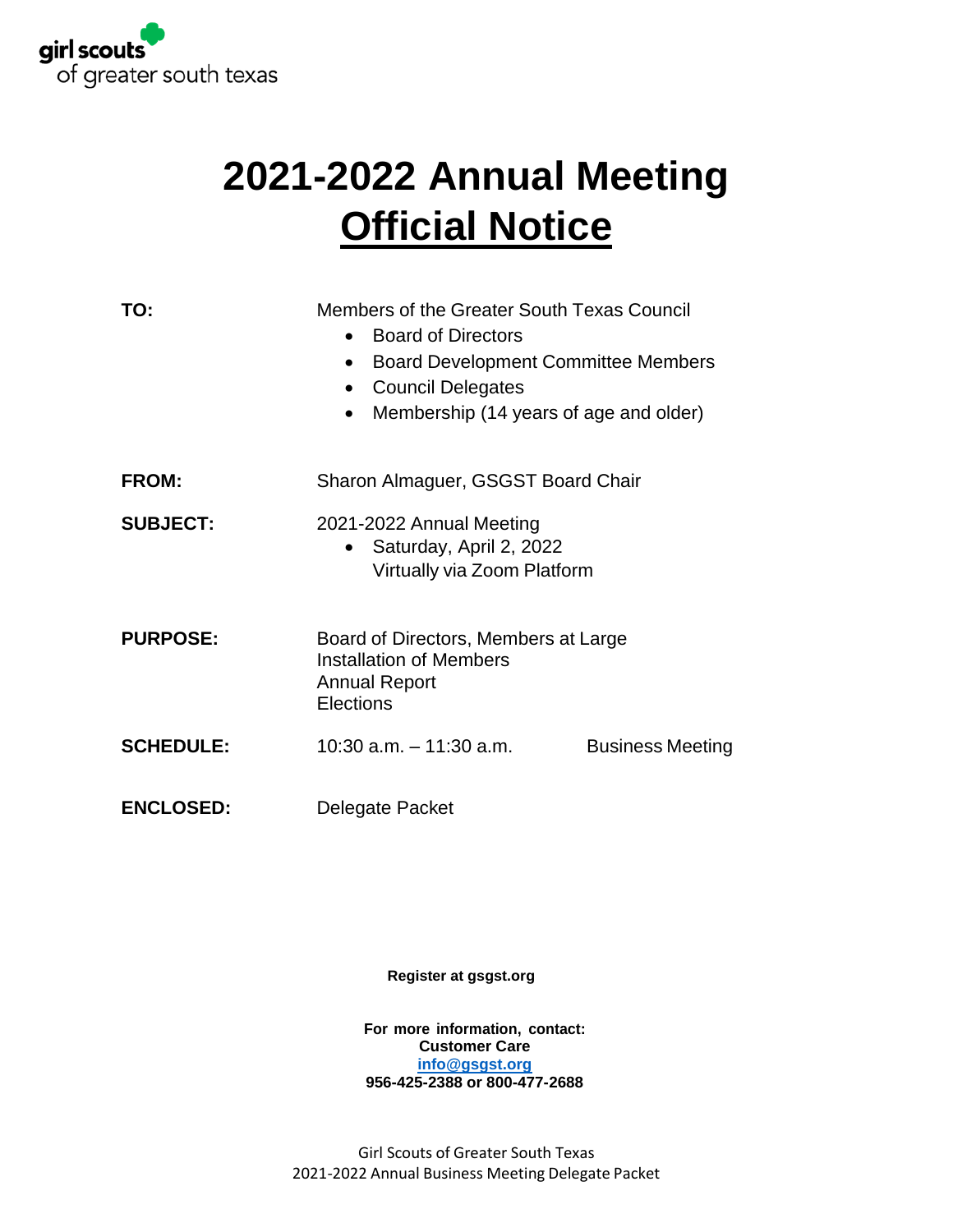girl scouts
of greater south texas

# 2021-2022 Annual Meeting
# Official Notice

**TO:** Members of the Greater South Texas Council

- Board of Directors
- Board Development Committee Members
- Council Delegates
- Membership (14 years of age and older)

**FROM:** Sharon Almaguer, GSGST Board Chair

**SUBJECT:** 2021-2022 Annual Meeting

- Saturday, April 2, 2022
  Virtually via Zoom Platform

**PURPOSE:** Board of Directors, Members at Large
Installation of Members
Annual Report
Elections

**SCHEDULE:** 10:30 a.m. – 11:30 a.m. Business Meeting

**ENCLOSED:** Delegate Packet

**Register at gsgst.org**

**For more information, contact:**
**Customer Care**
**info@gsgst.org**
**956-425-2388 or 800-477-2688**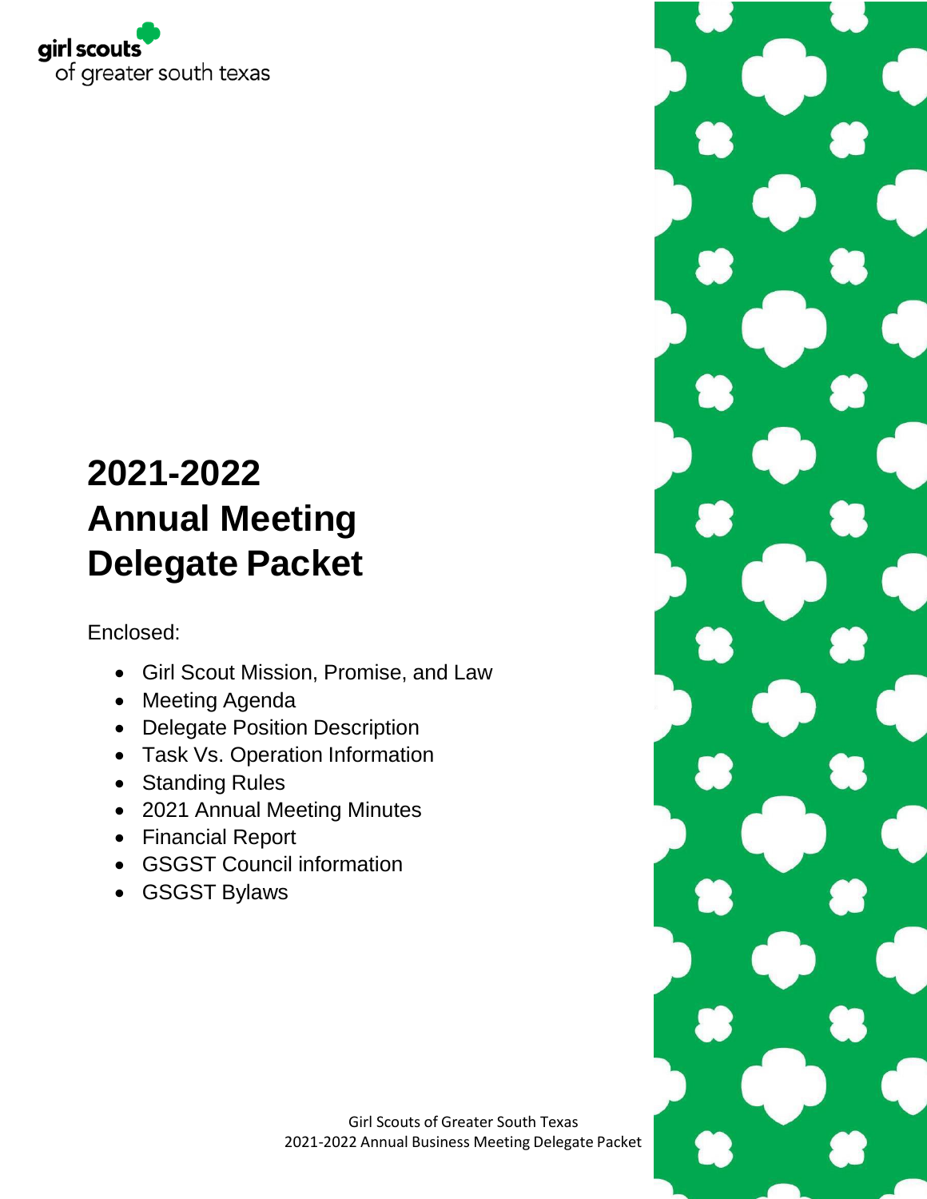girl scouts of greater south texas

# 2021-2022 Annual Meeting Delegate Packet

Enclosed:

- Girl Scout Mission, Promise, and Law
- Meeting Agenda
- Delegate Position Description
- Task Vs. Operation Information
- Standing Rules
- 2021 Annual Meeting Minutes
- Financial Report
- GSGST Council information
- GSGST Bylaws

Girl Scouts of Greater South Texas
2021-2022 Annual Business Meeting Delegate Packet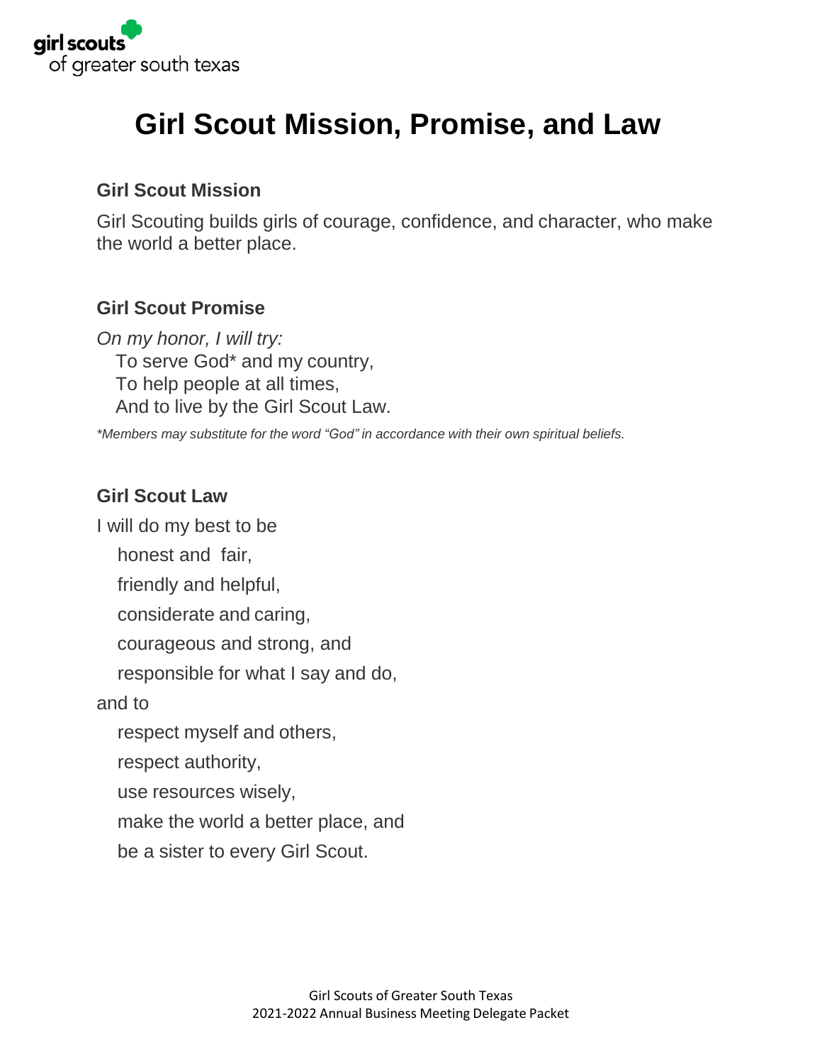# Girl Scout Mission, Promise, and Law

### Girl Scout Mission

Girl Scouting builds girls of courage, confidence, and character, who make the world a better place.

### Girl Scout Promise

*On my honor, I will try:*
To serve God* and my country,
To help people at all times,
And to live by the Girl Scout Law.

*\*Members may substitute for the word "God" in accordance with their own spiritual beliefs.*

### Girl Scout Law

I will do my best to be
honest and fair,
friendly and helpful,
considerate and caring,
courageous and strong, and
responsible for what I say and do,
and to
respect myself and others,
respect authority,
use resources wisely,
make the world a better place, and
be a sister to every Girl Scout.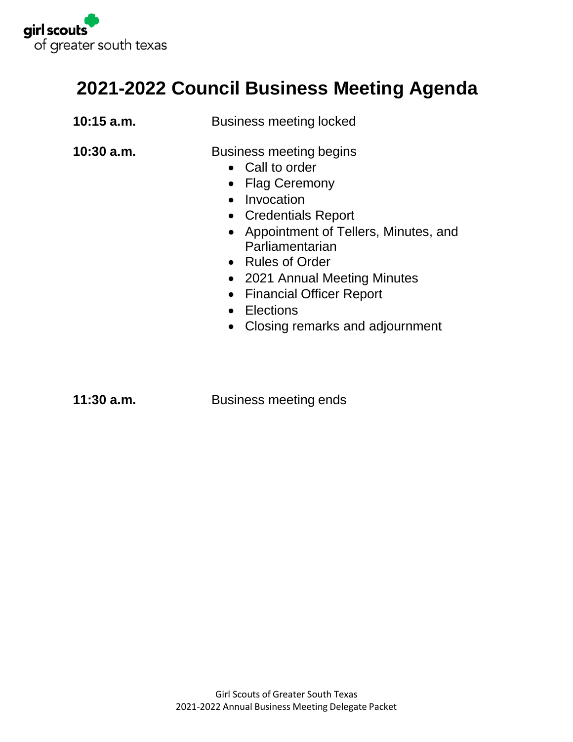girl scouts
of greater south texas

# 2021-2022 Council Business Meeting Agenda

**10:15 a.m.** Business meeting locked

**10:30 a.m.** Business meeting begins

- Call to order
- Flag Ceremony
- Invocation
- Credentials Report
- Appointment of Tellers, Minutes, and Parliamentarian
- Rules of Order
- 2021 Annual Meeting Minutes
- Financial Officer Report
- Elections
- Closing remarks and adjournment

**11:30 a.m.** Business meeting ends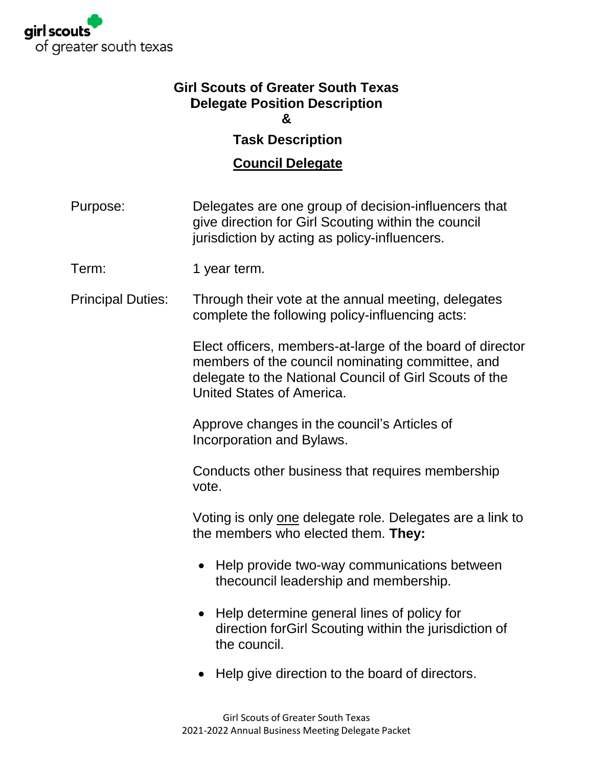**Girl Scouts of Greater South Texas**
**Delegate Position Description**
**&**
**Task Description**

**Council Delegate**

Purpose: Delegates are one group of decision-influencers that give direction for Girl Scouting within the council jurisdiction by acting as policy-influencers.

Term: 1 year term.

Principal Duties: Through their vote at the annual meeting, delegates complete the following policy-influencing acts:

Elect officers, members-at-large of the board of director members of the council nominating committee, and delegate to the National Council of Girl Scouts of the United States of America.

Approve changes in the council's Articles of Incorporation and Bylaws.

Conducts other business that requires membership vote.

Voting is only one delegate role. Delegates are a link to the members who elected them. **They:**

- Help provide two-way communications between thecouncil leadership and membership.
- Help determine general lines of policy for direction forGirl Scouting within the jurisdiction of the council.
- Help give direction to the board of directors.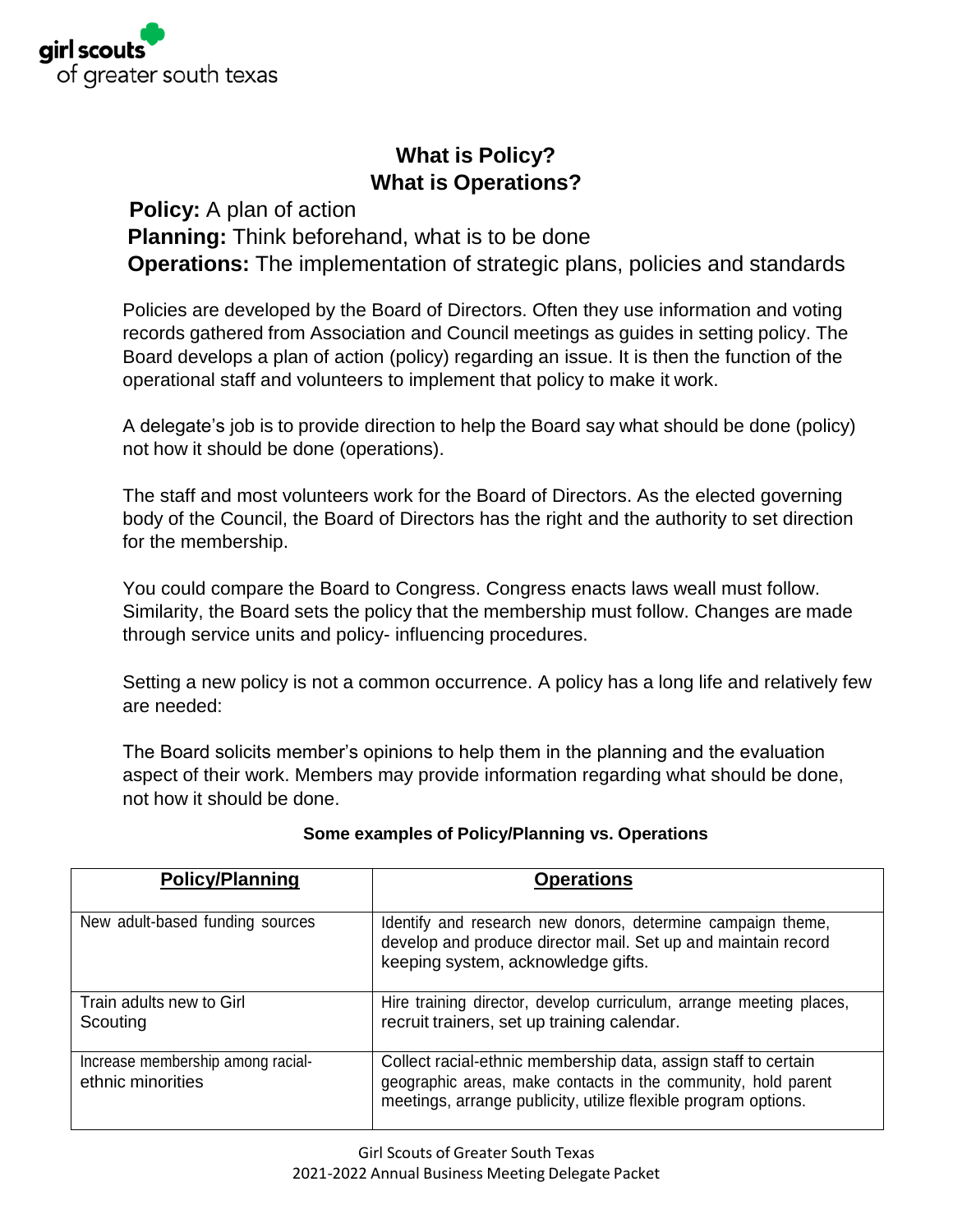## What is Policy?
## What is Operations?

**Policy:** A plan of action
**Planning:** Think beforehand, what is to be done
**Operations:** The implementation of strategic plans, policies and standards

Policies are developed by the Board of Directors. Often they use information and voting records gathered from Association and Council meetings as guides in setting policy. The Board develops a plan of action (policy) regarding an issue. It is then the function of the operational staff and volunteers to implement that policy to make it work.

A delegate's job is to provide direction to help the Board say what should be done (policy) not how it should be done (operations).

The staff and most volunteers work for the Board of Directors. As the elected governing body of the Council, the Board of Directors has the right and the authority to set direction for the membership.

You could compare the Board to Congress. Congress enacts laws weall must follow. Similarity, the Board sets the policy that the membership must follow. Changes are made through service units and policy- influencing procedures.

Setting a new policy is not a common occurrence. A policy has a long life and relatively few are needed:

The Board solicits member's opinions to help them in the planning and the evaluation aspect of their work. Members may provide information regarding what should be done, not how it should be done.

**Some examples of Policy/Planning vs. Operations**

| Policy/Planning | Operations |
|---|---|
| New adult-based funding sources | Identify and research new donors, determine campaign theme, develop and produce director mail. Set up and maintain record keeping system, acknowledge gifts. |
| Train adults new to Girl Scouting | Hire training director, develop curriculum, arrange meeting places, recruit trainers, set up training calendar. |
| Increase membership among racial-ethnic minorities | Collect racial-ethnic membership data, assign staff to certain geographic areas, make contacts in the community, hold parent meetings, arrange publicity, utilize flexible program options. |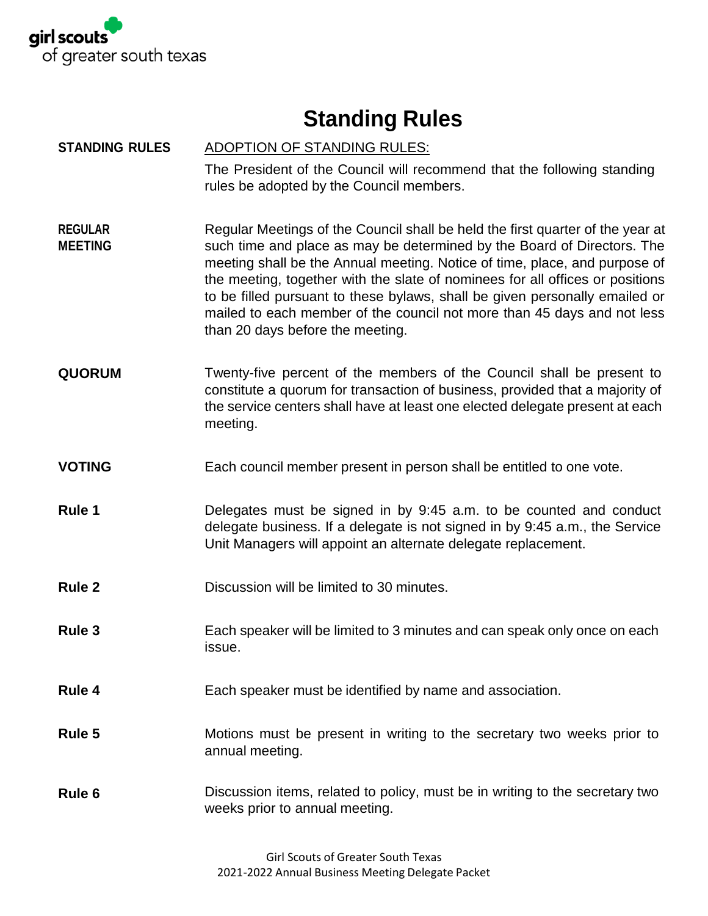# Standing Rules

**STANDING RULES**

ADOPTION OF STANDING RULES:

The President of the Council will recommend that the following standing rules be adopted by the Council members.

**REGULAR MEETING**

Regular Meetings of the Council shall be held the first quarter of the year at such time and place as may be determined by the Board of Directors. The meeting shall be the Annual meeting. Notice of time, place, and purpose of the meeting, together with the slate of nominees for all offices or positions to be filled pursuant to these bylaws, shall be given personally emailed or mailed to each member of the council not more than 45 days and not less than 20 days before the meeting.

**QUORUM**

Twenty-five percent of the members of the Council shall be present to constitute a quorum for transaction of business, provided that a majority of the service centers shall have at least one elected delegate present at each meeting.

**VOTING**

Each council member present in person shall be entitled to one vote.

**Rule 1**

Delegates must be signed in by 9:45 a.m. to be counted and conduct delegate business. If a delegate is not signed in by 9:45 a.m., the Service Unit Managers will appoint an alternate delegate replacement.

**Rule 2**

Discussion will be limited to 30 minutes.

**Rule 3**

Each speaker will be limited to 3 minutes and can speak only once on each issue.

**Rule 4**

Each speaker must be identified by name and association.

**Rule 5**

Motions must be present in writing to the secretary two weeks prior to annual meeting.

**Rule 6**

Discussion items, related to policy, must be in writing to the secretary two weeks prior to annual meeting.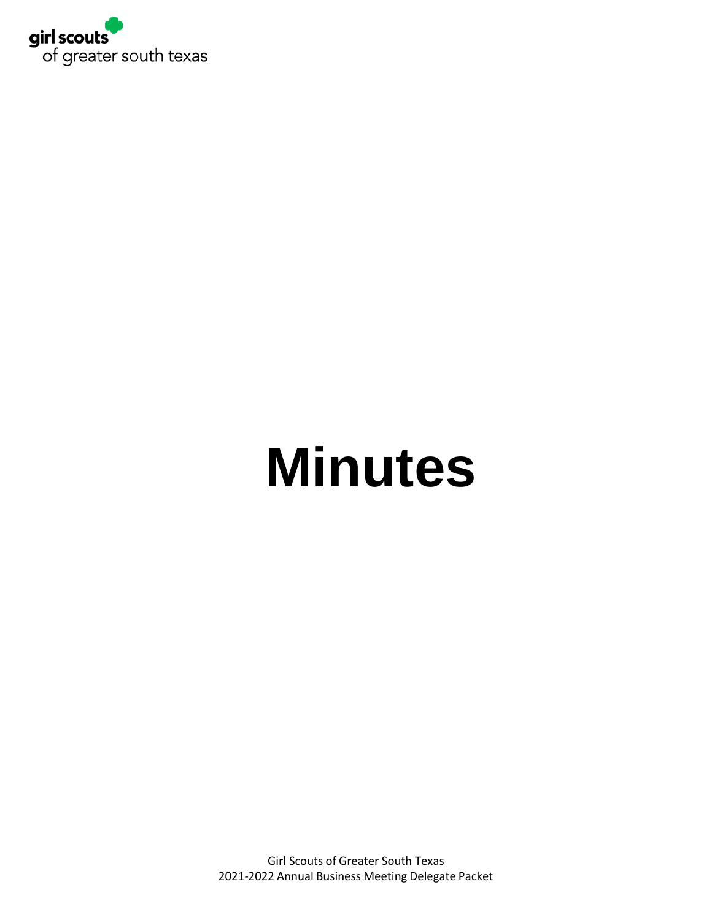# Minutes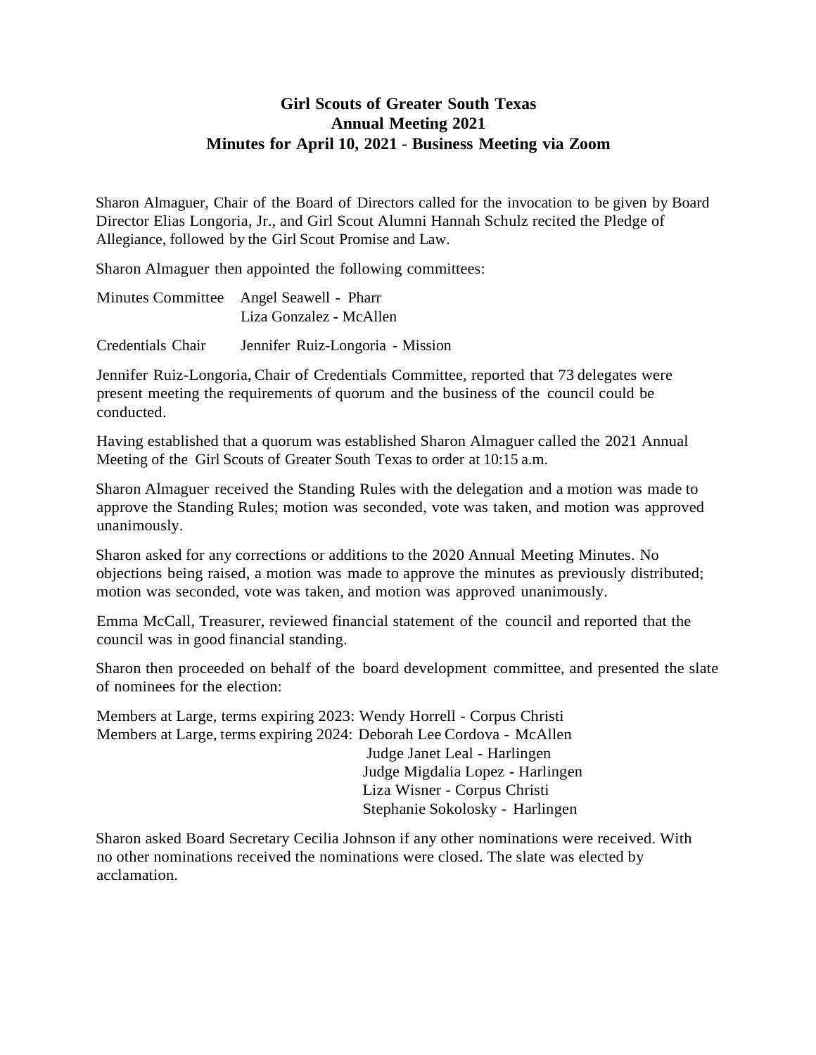**Girl Scouts of Greater South Texas**
**Annual Meeting 2021**
**Minutes for April 10, 2021 - Business Meeting via Zoom**

Sharon Almaguer, Chair of the Board of Directors called for the invocation to be given by Board Director Elias Longoria, Jr., and Girl Scout Alumni Hannah Schulz recited the Pledge of Allegiance, followed by the Girl Scout Promise and Law.

Sharon Almaguer then appointed the following committees:

Minutes Committee Angel Seawell - Pharr
Liza Gonzalez - McAllen

Credentials Chair Jennifer Ruiz-Longoria - Mission

Jennifer Ruiz-Longoria, Chair of Credentials Committee, reported that 73 delegates were present meeting the requirements of quorum and the business of the council could be conducted.

Having established that a quorum was established Sharon Almaguer called the 2021 Annual Meeting of the Girl Scouts of Greater South Texas to order at 10:15 a.m.

Sharon Almaguer received the Standing Rules with the delegation and a motion was made to approve the Standing Rules; motion was seconded, vote was taken, and motion was approved unanimously.

Sharon asked for any corrections or additions to the 2020 Annual Meeting Minutes. No objections being raised, a motion was made to approve the minutes as previously distributed; motion was seconded, vote was taken, and motion was approved unanimously.

Emma McCall, Treasurer, reviewed financial statement of the council and reported that the council was in good financial standing.

Sharon then proceeded on behalf of the board development committee, and presented the slate of nominees for the election:

Members at Large, terms expiring 2023: Wendy Horrell - Corpus Christi
Members at Large, terms expiring 2024: Deborah Lee Cordova - McAllen
Judge Janet Leal - Harlingen
Judge Migdalia Lopez - Harlingen
Liza Wisner - Corpus Christi
Stephanie Sokolosky - Harlingen

Sharon asked Board Secretary Cecilia Johnson if any other nominations were received. With no other nominations received the nominations were closed. The slate was elected by acclamation.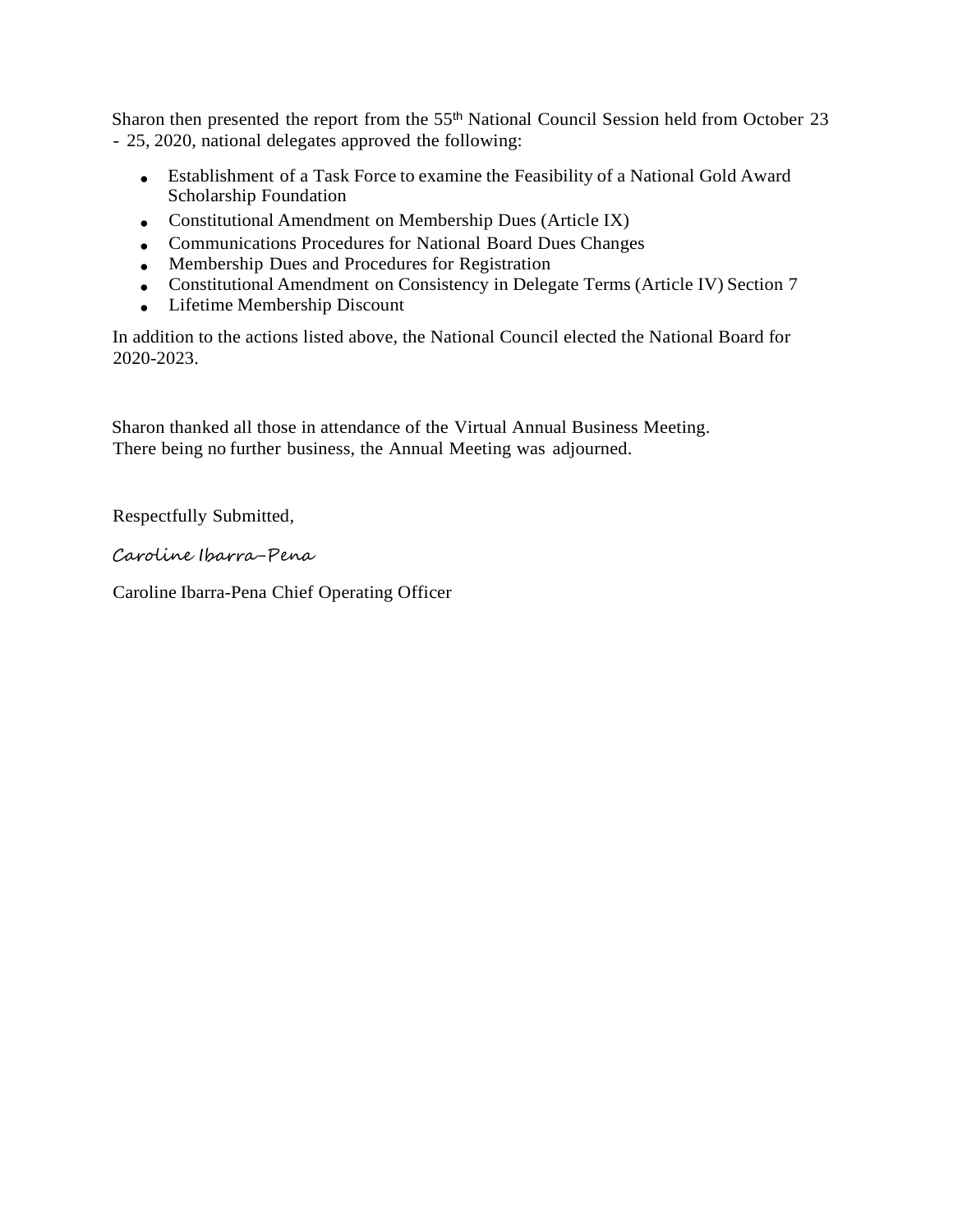Sharon then presented the report from the 55th National Council Session held from October 23 - 25, 2020, national delegates approved the following:

- Establishment of a Task Force to examine the Feasibility of a National Gold Award Scholarship Foundation
- Constitutional Amendment on Membership Dues (Article IX)
- Communications Procedures for National Board Dues Changes
- Membership Dues and Procedures for Registration
- Constitutional Amendment on Consistency in Delegate Terms (Article IV) Section 7
- Lifetime Membership Discount

In addition to the actions listed above, the National Council elected the National Board for 2020-2023.

Sharon thanked all those in attendance of the Virtual Annual Business Meeting. There being no further business, the Annual Meeting was adjourned.

Respectfully Submitted,

*Caroline Ibarra-Pena*

Caroline Ibarra-Pena Chief Operating Officer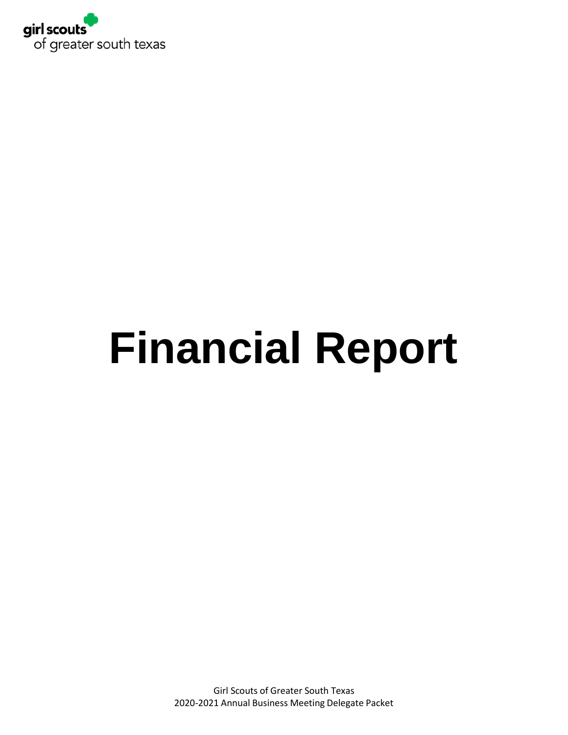# Financial Report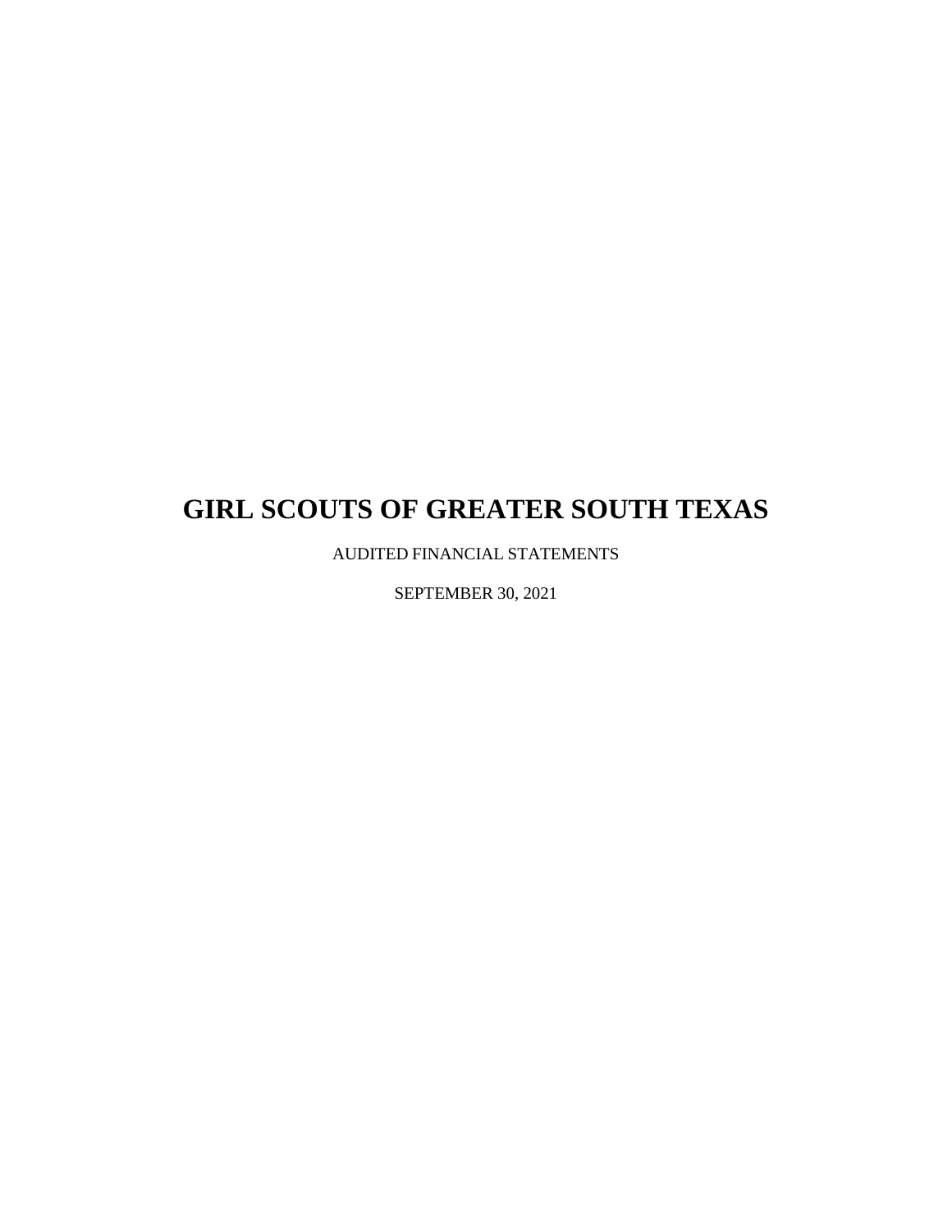# GIRL SCOUTS OF GREATER SOUTH TEXAS

AUDITED FINANCIAL STATEMENTS

SEPTEMBER 30, 2021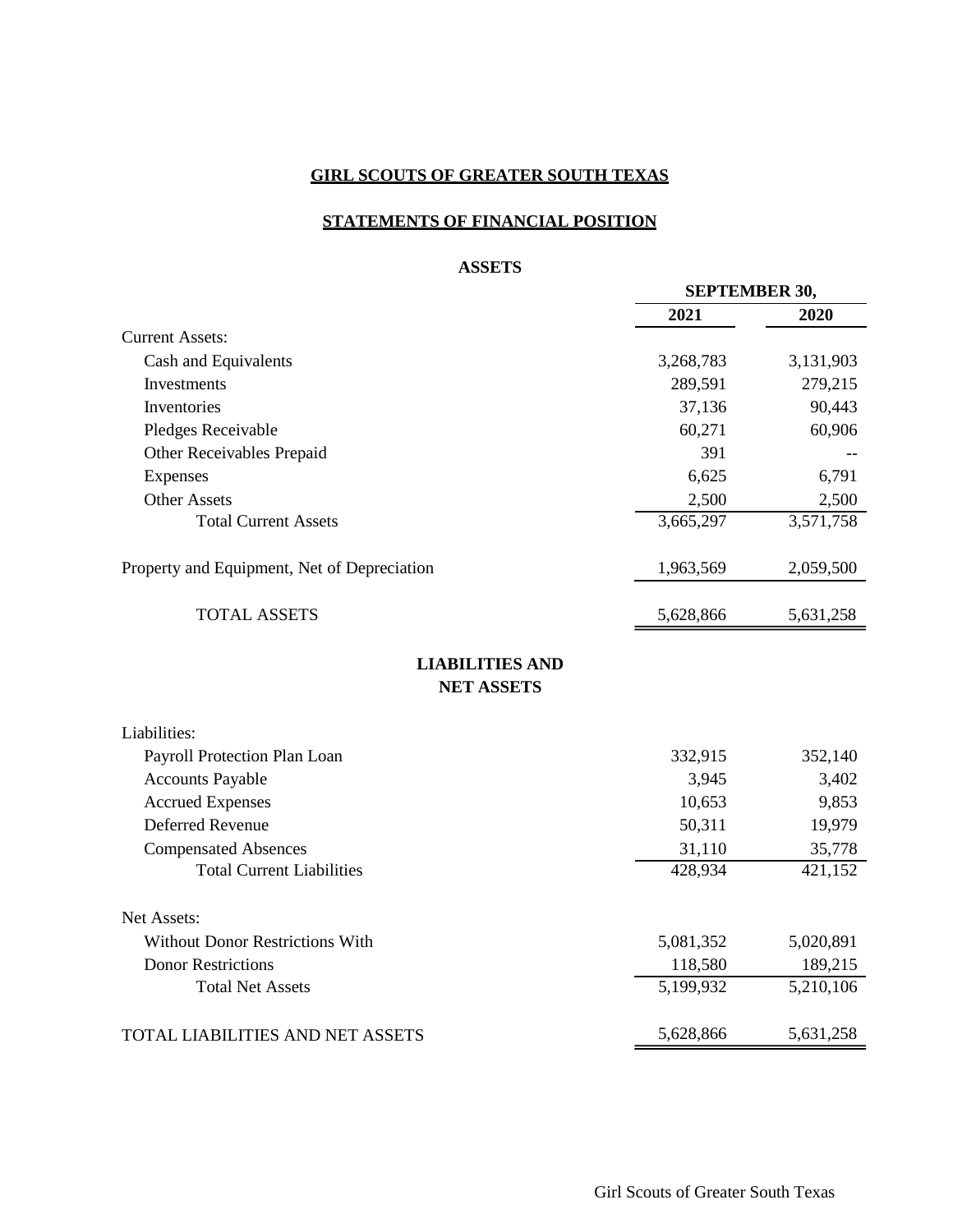**GIRL SCOUTS OF GREATER SOUTH TEXAS**

**STATEMENTS OF FINANCIAL POSITION**

**ASSETS**

| | SEPTEMBER 30, | |
|---|---|---|
| | **2021** | **2020** |
| Current Assets: | | |
| Cash and Equivalents | 3,268,783 | 3,131,903 |
| Investments | 289,591 | 279,215 |
| Inventories | 37,136 | 90,443 |
| Pledges Receivable | 60,271 | 60,906 |
| Other Receivables Prepaid | 391 | -- |
| Expenses | 6,625 | 6,791 |
| Other Assets | 2,500 | 2,500 |
| Total Current Assets | 3,665,297 | 3,571,758 |
| Property and Equipment, Net of Depreciation | 1,963,569 | 2,059,500 |
| TOTAL ASSETS | 5,628,866 | 5,631,258 |

**LIABILITIES AND NET ASSETS**

| | 2021 | 2020 |
|---|---|---|
| Liabilities: | | |
| Payroll Protection Plan Loan | 332,915 | 352,140 |
| Accounts Payable | 3,945 | 3,402 |
| Accrued Expenses | 10,653 | 9,853 |
| Deferred Revenue | 50,311 | 19,979 |
| Compensated Absences | 31,110 | 35,778 |
| Total Current Liabilities | 428,934 | 421,152 |
| Net Assets: | | |
| Without Donor Restrictions With | 5,081,352 | 5,020,891 |
| Donor Restrictions | 118,580 | 189,215 |
| Total Net Assets | 5,199,932 | 5,210,106 |
| TOTAL LIABILITIES AND NET ASSETS | 5,628,866 | 5,631,258 |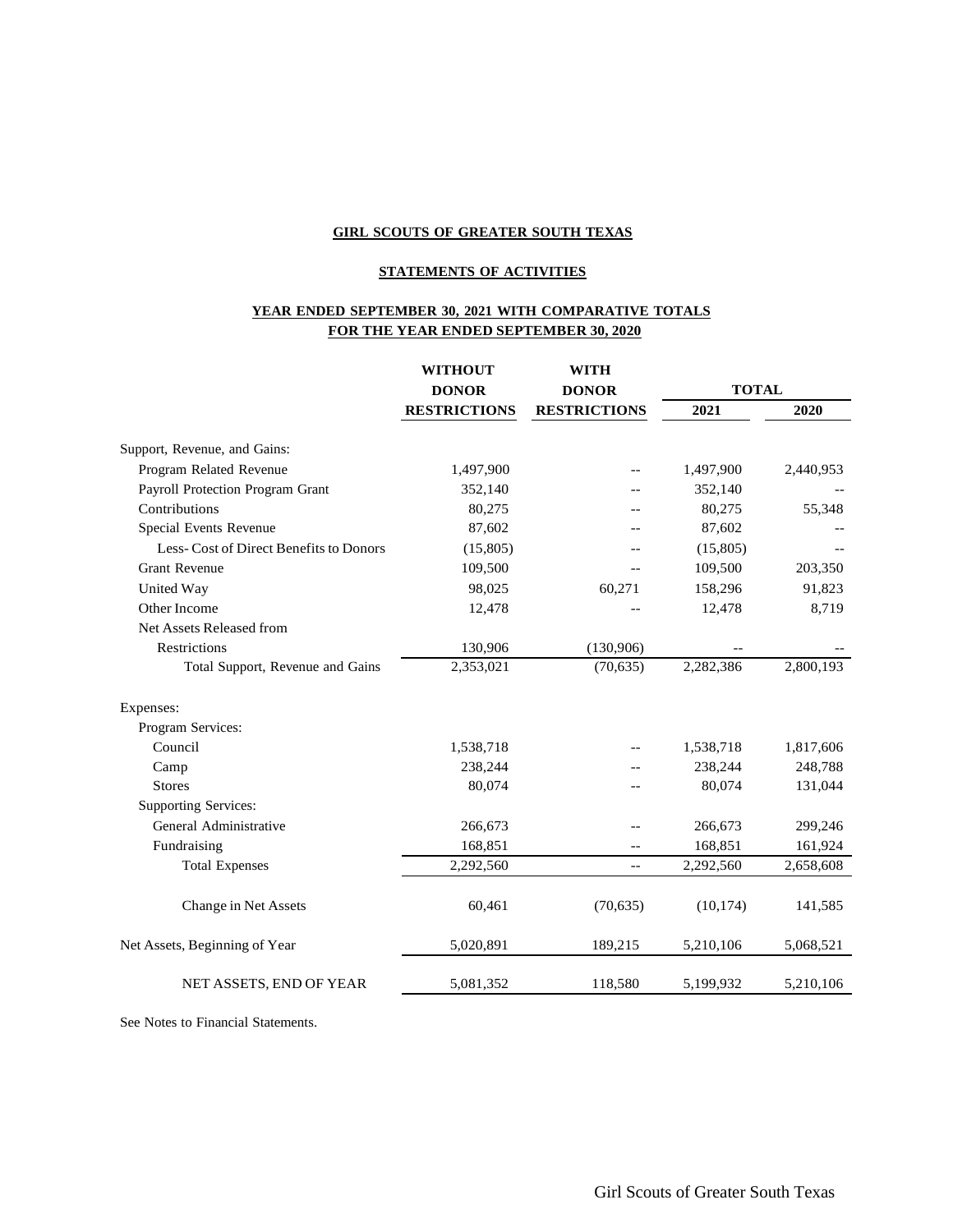**GIRL SCOUTS OF GREATER SOUTH TEXAS**

**STATEMENTS OF ACTIVITIES**

**YEAR ENDED SEPTEMBER 30, 2021 WITH COMPARATIVE TOTALS FOR THE YEAR ENDED SEPTEMBER 30, 2020**

| | WITHOUT DONOR RESTRICTIONS | WITH DONOR RESTRICTIONS | TOTAL | |
|---|---|---|---|---|
| | | | 2021 | 2020 |
| Support, Revenue, and Gains: | | | | |
| Program Related Revenue | 1,497,900 | -- | 1,497,900 | 2,440,953 |
| Payroll Protection Program Grant | 352,140 | -- | 352,140 | -- |
| Contributions | 80,275 | -- | 80,275 | 55,348 |
| Special Events Revenue | 87,602 | -- | 87,602 | -- |
| Less- Cost of Direct Benefits to Donors | (15,805) | -- | (15,805) | -- |
| Grant Revenue | 109,500 | -- | 109,500 | 203,350 |
| United Way | 98,025 | 60,271 | 158,296 | 91,823 |
| Other Income | 12,478 | -- | 12,478 | 8,719 |
| Net Assets Released from Restrictions | 130,906 | (130,906) | -- | -- |
| Total Support, Revenue and Gains | 2,353,021 | (70,635) | 2,282,386 | 2,800,193 |
| Expenses: | | | | |
| Program Services: | | | | |
| Council | 1,538,718 | -- | 1,538,718 | 1,817,606 |
| Camp | 238,244 | -- | 238,244 | 248,788 |
| Stores | 80,074 | -- | 80,074 | 131,044 |
| Supporting Services: | | | | |
| General Administrative | 266,673 | -- | 266,673 | 299,246 |
| Fundraising | 168,851 | -- | 168,851 | 161,924 |
| Total Expenses | 2,292,560 | -- | 2,292,560 | 2,658,608 |
| Change in Net Assets | 60,461 | (70,635) | (10,174) | 141,585 |
| Net Assets, Beginning of Year | 5,020,891 | 189,215 | 5,210,106 | 5,068,521 |
| NET ASSETS, END OF YEAR | 5,081,352 | 118,580 | 5,199,932 | 5,210,106 |

See Notes to Financial Statements.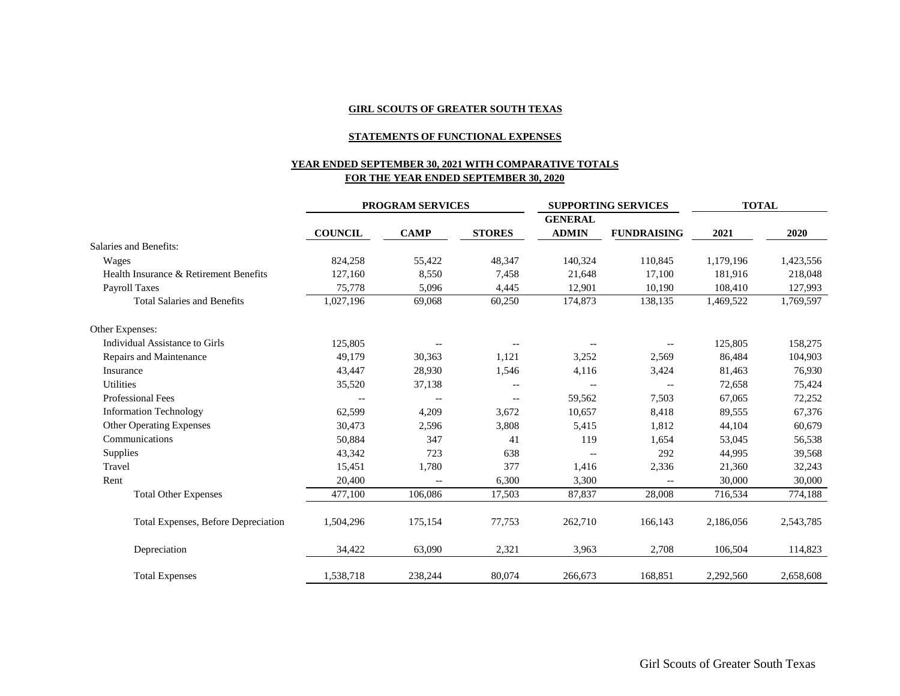**GIRL SCOUTS OF GREATER SOUTH TEXAS**

**STATEMENTS OF FUNCTIONAL EXPENSES**

**YEAR ENDED SEPTEMBER 30, 2021 WITH COMPARATIVE TOTALS FOR THE YEAR ENDED SEPTEMBER 30, 2020**

| | PROGRAM SERVICES | | | SUPPORTING SERVICES | | TOTAL | |
|---|---|---|---|---|---|---|---|
| | COUNCIL | CAMP | STORES | GENERAL ADMIN | FUNDRAISING | 2021 | 2020 |
| Salaries and Benefits: | | | | | | | |
| Wages | 824,258 | 55,422 | 48,347 | 140,324 | 110,845 | 1,179,196 | 1,423,556 |
| Health Insurance & Retirement Benefits | 127,160 | 8,550 | 7,458 | 21,648 | 17,100 | 181,916 | 218,048 |
| Payroll Taxes | 75,778 | 5,096 | 4,445 | 12,901 | 10,190 | 108,410 | 127,993 |
| Total Salaries and Benefits | 1,027,196 | 69,068 | 60,250 | 174,873 | 138,135 | 1,469,522 | 1,769,597 |
| Other Expenses: | | | | | | | |
| Individual Assistance to Girls | 125,805 | -- | -- | -- | -- | 125,805 | 158,275 |
| Repairs and Maintenance | 49,179 | 30,363 | 1,121 | 3,252 | 2,569 | 86,484 | 104,903 |
| Insurance | 43,447 | 28,930 | 1,546 | 4,116 | 3,424 | 81,463 | 76,930 |
| Utilities | 35,520 | 37,138 | -- | -- | -- | 72,658 | 75,424 |
| Professional Fees | -- | -- | -- | 59,562 | 7,503 | 67,065 | 72,252 |
| Information Technology | 62,599 | 4,209 | 3,672 | 10,657 | 8,418 | 89,555 | 67,376 |
| Other Operating Expenses | 30,473 | 2,596 | 3,808 | 5,415 | 1,812 | 44,104 | 60,679 |
| Communications | 50,884 | 347 | 41 | 119 | 1,654 | 53,045 | 56,538 |
| Supplies | 43,342 | 723 | 638 | -- | 292 | 44,995 | 39,568 |
| Travel | 15,451 | 1,780 | 377 | 1,416 | 2,336 | 21,360 | 32,243 |
| Rent | 20,400 | -- | 6,300 | 3,300 | -- | 30,000 | 30,000 |
| Total Other Expenses | 477,100 | 106,086 | 17,503 | 87,837 | 28,008 | 716,534 | 774,188 |
| Total Expenses, Before Depreciation | 1,504,296 | 175,154 | 77,753 | 262,710 | 166,143 | 2,186,056 | 2,543,785 |
| Depreciation | 34,422 | 63,090 | 2,321 | 3,963 | 2,708 | 106,504 | 114,823 |
| Total Expenses | 1,538,718 | 238,244 | 80,074 | 266,673 | 168,851 | 2,292,560 | 2,658,608 |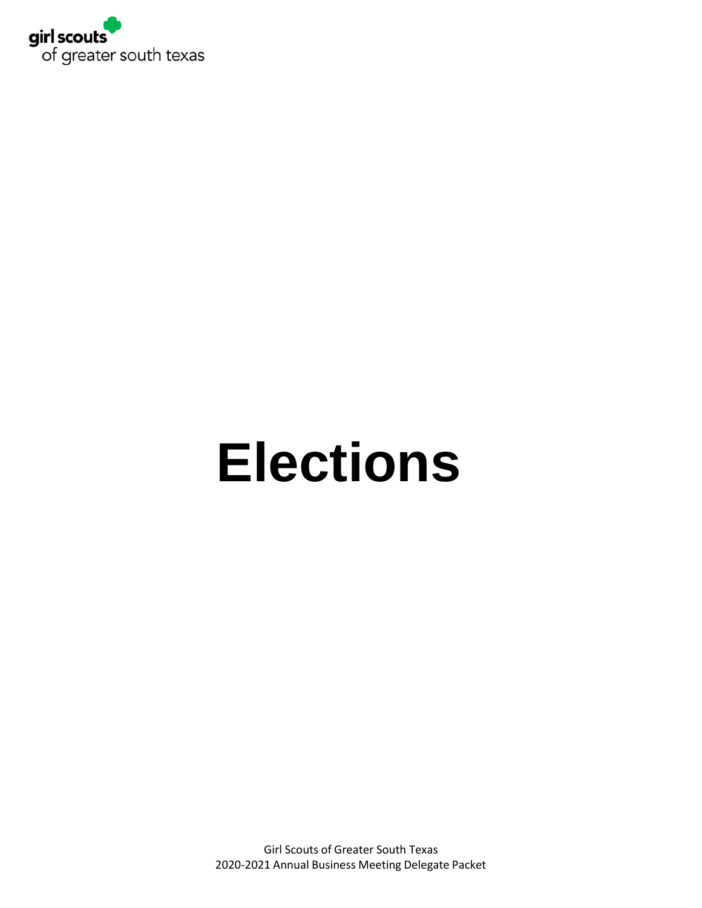# Elections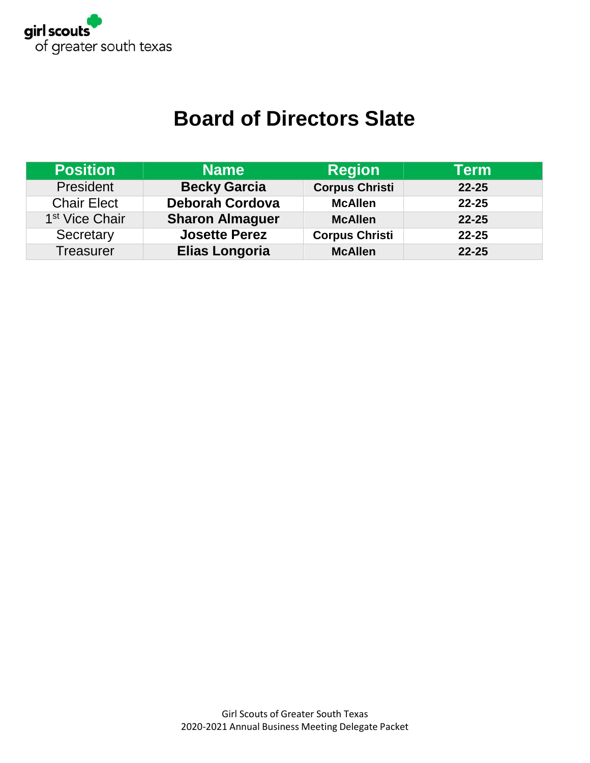# Board of Directors Slate

| Position | Name | Region | Term |
|---|---|---|---|
| President | **Becky Garcia** | **Corpus Christi** | **22-25** |
| Chair Elect | **Deborah Cordova** | **McAllen** | **22-25** |
| 1st Vice Chair | **Sharon Almaguer** | **McAllen** | **22-25** |
| Secretary | **Josette Perez** | **Corpus Christi** | **22-25** |
| Treasurer | **Elias Longoria** | **McAllen** | **22-25** |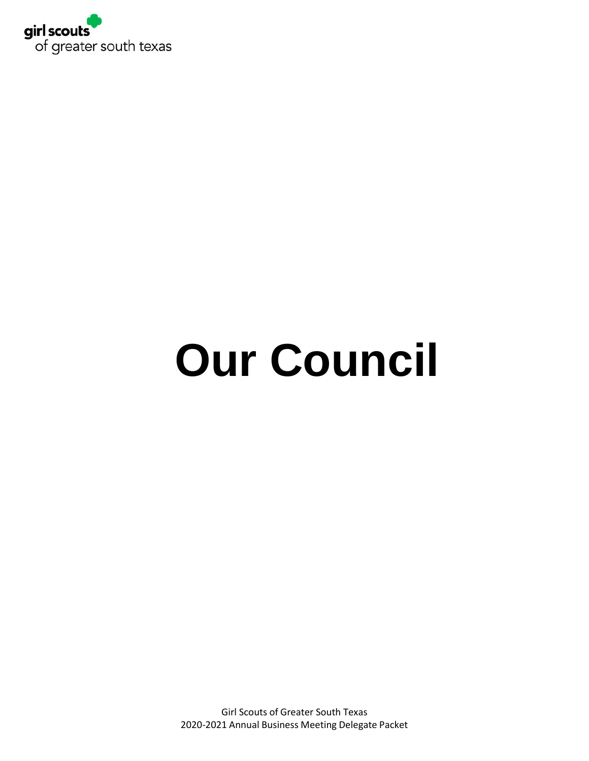girl scouts
of greater south texas

# Our Council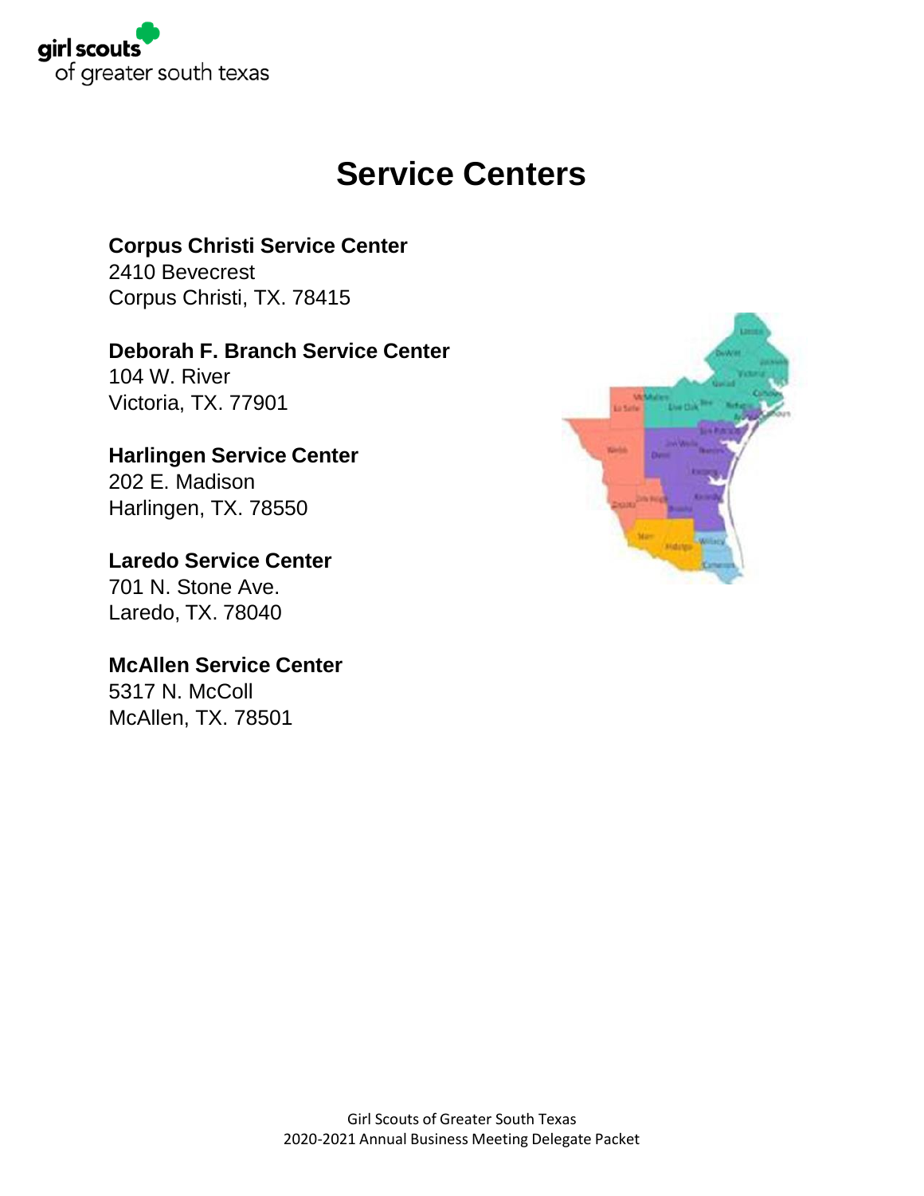# Service Centers

**Corpus Christi Service Center**
2410 Bevecrest
Corpus Christi, TX. 78415

**Deborah F. Branch Service Center**
104 W. River
Victoria, TX. 77901

**Harlingen Service Center**
202 E. Madison
Harlingen, TX. 78550

**Laredo Service Center**
701 N. Stone Ave.
Laredo, TX. 78040

**McAllen Service Center**
5317 N. McColl
McAllen, TX. 78501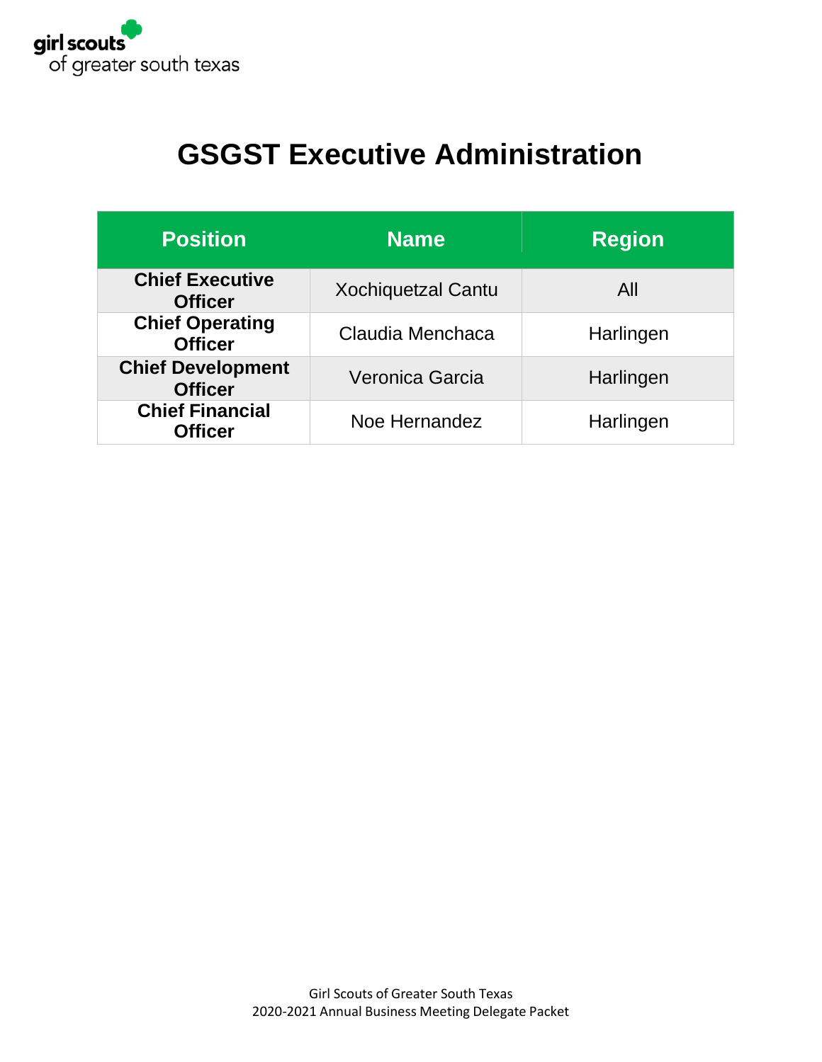# GSGST Executive Administration

| Position | Name | Region |
|---|---|---|
| **Chief Executive Officer** | Xochiquetzal Cantu | All |
| **Chief Operating Officer** | Claudia Menchaca | Harlingen |
| **Chief Development Officer** | Veronica Garcia | Harlingen |
| **Chief Financial Officer** | Noe Hernandez | Harlingen |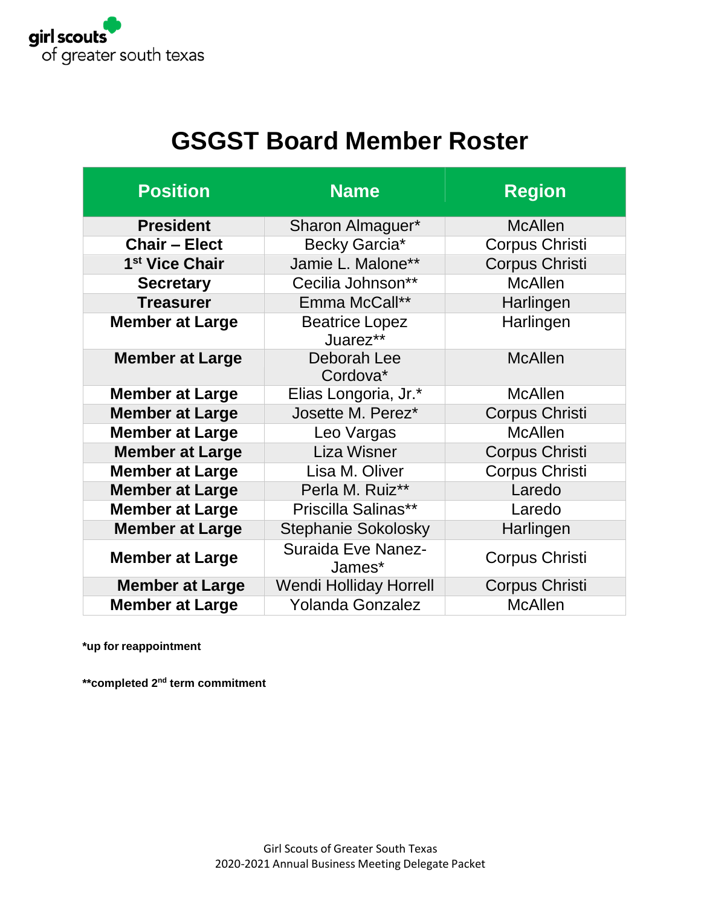girl scouts
of greater south texas

# GSGST Board Member Roster

| Position | Name | Region |
|---|---|---|
| **President** | Sharon Almaguer* | McAllen |
| **Chair – Elect** | Becky Garcia* | Corpus Christi |
| **1st Vice Chair** | Jamie L. Malone** | Corpus Christi |
| **Secretary** | Cecilia Johnson** | McAllen |
| **Treasurer** | Emma McCall** | Harlingen |
| **Member at Large** | Beatrice Lopez Juarez** | Harlingen |
| **Member at Large** | Deborah Lee Cordova* | McAllen |
| **Member at Large** | Elias Longoria, Jr.* | McAllen |
| **Member at Large** | Josette M. Perez* | Corpus Christi |
| **Member at Large** | Leo Vargas | McAllen |
| **Member at Large** | Liza Wisner | Corpus Christi |
| **Member at Large** | Lisa M. Oliver | Corpus Christi |
| **Member at Large** | Perla M. Ruiz** | Laredo |
| **Member at Large** | Priscilla Salinas** | Laredo |
| **Member at Large** | Stephanie Sokolosky | Harlingen |
| **Member at Large** | Suraida Eve Nanez-James* | Corpus Christi |
| **Member at Large** | Wendi Holliday Horrell | Corpus Christi |
| **Member at Large** | Yolanda Gonzalez | McAllen |

**\*up for reappointment**

**\*\*completed 2nd term commitment**

Girl Scouts of Greater South Texas
2020-2021 Annual Business Meeting Delegate Packet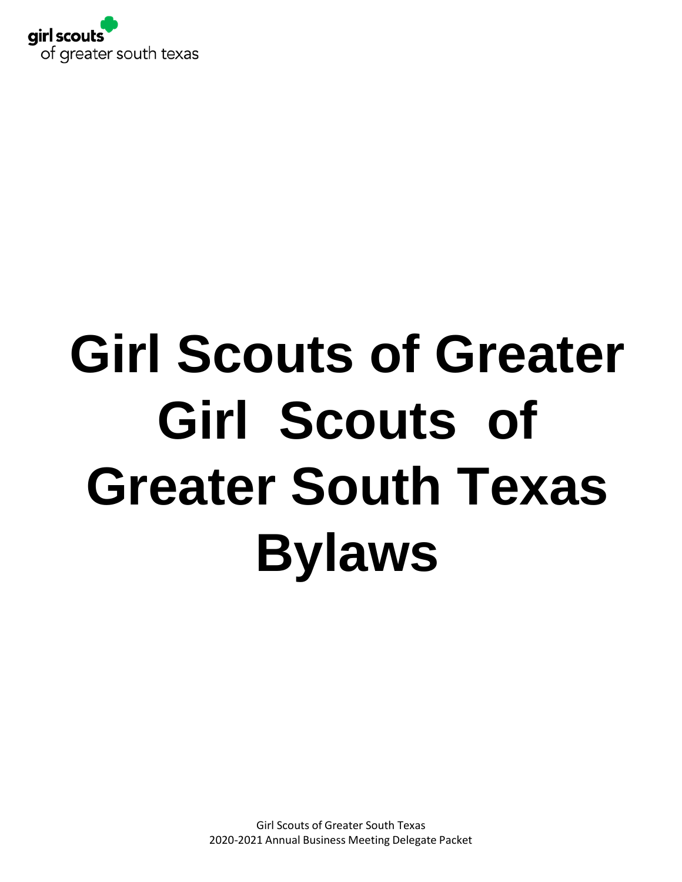# Girl Scouts of Greater Girl Scouts of Greater South Texas Bylaws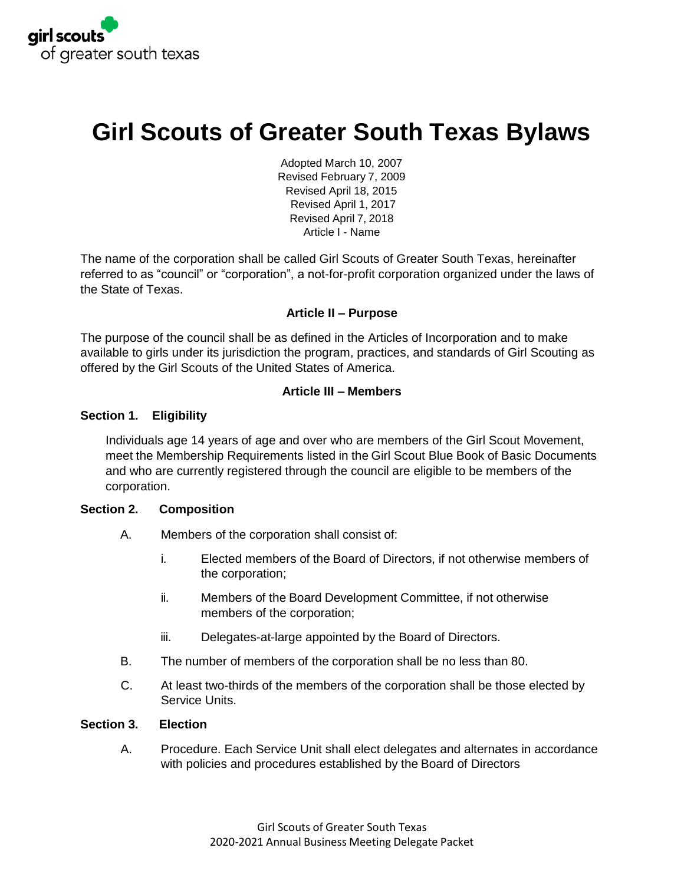# Girl Scouts of Greater South Texas Bylaws

Adopted March 10, 2007
Revised February 7, 2009
Revised April 18, 2015
Revised April 1, 2017
Revised April 7, 2018

## Article I - Name

The name of the corporation shall be called Girl Scouts of Greater South Texas, hereinafter referred to as "council" or "corporation", a not-for-profit corporation organized under the laws of the State of Texas.

## Article II – Purpose

The purpose of the council shall be as defined in the Articles of Incorporation and to make available to girls under its jurisdiction the program, practices, and standards of Girl Scouting as offered by the Girl Scouts of the United States of America.

## Article III – Members

### Section 1. Eligibility

Individuals age 14 years of age and over who are members of the Girl Scout Movement, meet the Membership Requirements listed in the Girl Scout Blue Book of Basic Documents and who are currently registered through the council are eligible to be members of the corporation.

### Section 2. Composition

A. Members of the corporation shall consist of:

   i. Elected members of the Board of Directors, if not otherwise members of the corporation;

   ii. Members of the Board Development Committee, if not otherwise members of the corporation;

   iii. Delegates-at-large appointed by the Board of Directors.

B. The number of members of the corporation shall be no less than 80.

C. At least two-thirds of the members of the corporation shall be those elected by Service Units.

### Section 3. Election

A. Procedure. Each Service Unit shall elect delegates and alternates in accordance with policies and procedures established by the Board of Directors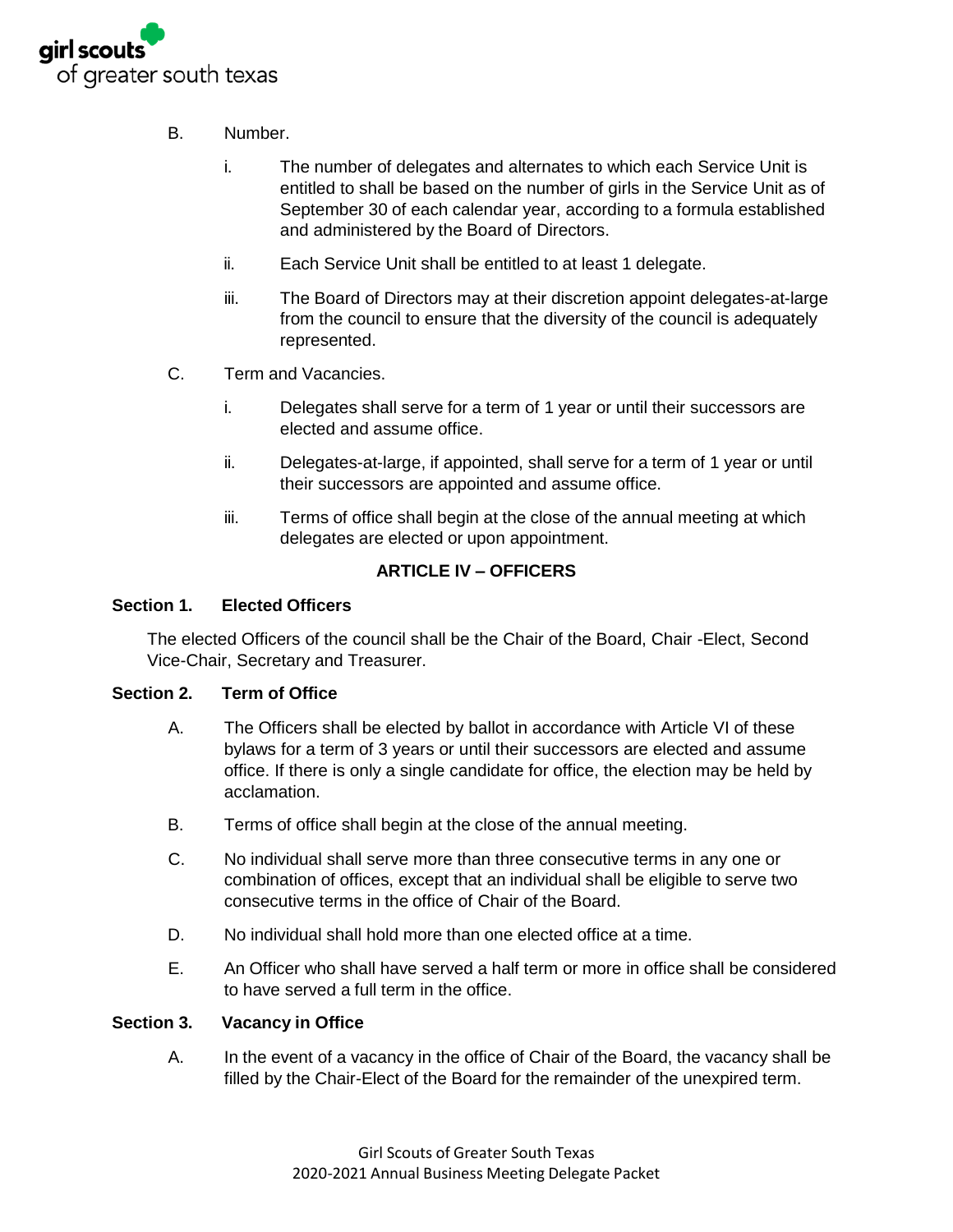B. Number.

   i. The number of delegates and alternates to which each Service Unit is entitled to shall be based on the number of girls in the Service Unit as of September 30 of each calendar year, according to a formula established and administered by the Board of Directors.

   ii. Each Service Unit shall be entitled to at least 1 delegate.

   iii. The Board of Directors may at their discretion appoint delegates-at-large from the council to ensure that the diversity of the council is adequately represented.

C. Term and Vacancies.

   i. Delegates shall serve for a term of 1 year or until their successors are elected and assume office.

   ii. Delegates-at-large, if appointed, shall serve for a term of 1 year or until their successors are appointed and assume office.

   iii. Terms of office shall begin at the close of the annual meeting at which delegates are elected or upon appointment.

## ARTICLE IV – OFFICERS

### Section 1. Elected Officers

The elected Officers of the council shall be the Chair of the Board, Chair -Elect, Second Vice-Chair, Secretary and Treasurer.

### Section 2. Term of Office

A. The Officers shall be elected by ballot in accordance with Article VI of these bylaws for a term of 3 years or until their successors are elected and assume office. If there is only a single candidate for office, the election may be held by acclamation.

B. Terms of office shall begin at the close of the annual meeting.

C. No individual shall serve more than three consecutive terms in any one or combination of offices, except that an individual shall be eligible to serve two consecutive terms in the office of Chair of the Board.

D. No individual shall hold more than one elected office at a time.

E. An Officer who shall have served a half term or more in office shall be considered to have served a full term in the office.

### Section 3. Vacancy in Office

A. In the event of a vacancy in the office of Chair of the Board, the vacancy shall be filled by the Chair-Elect of the Board for the remainder of the unexpired term.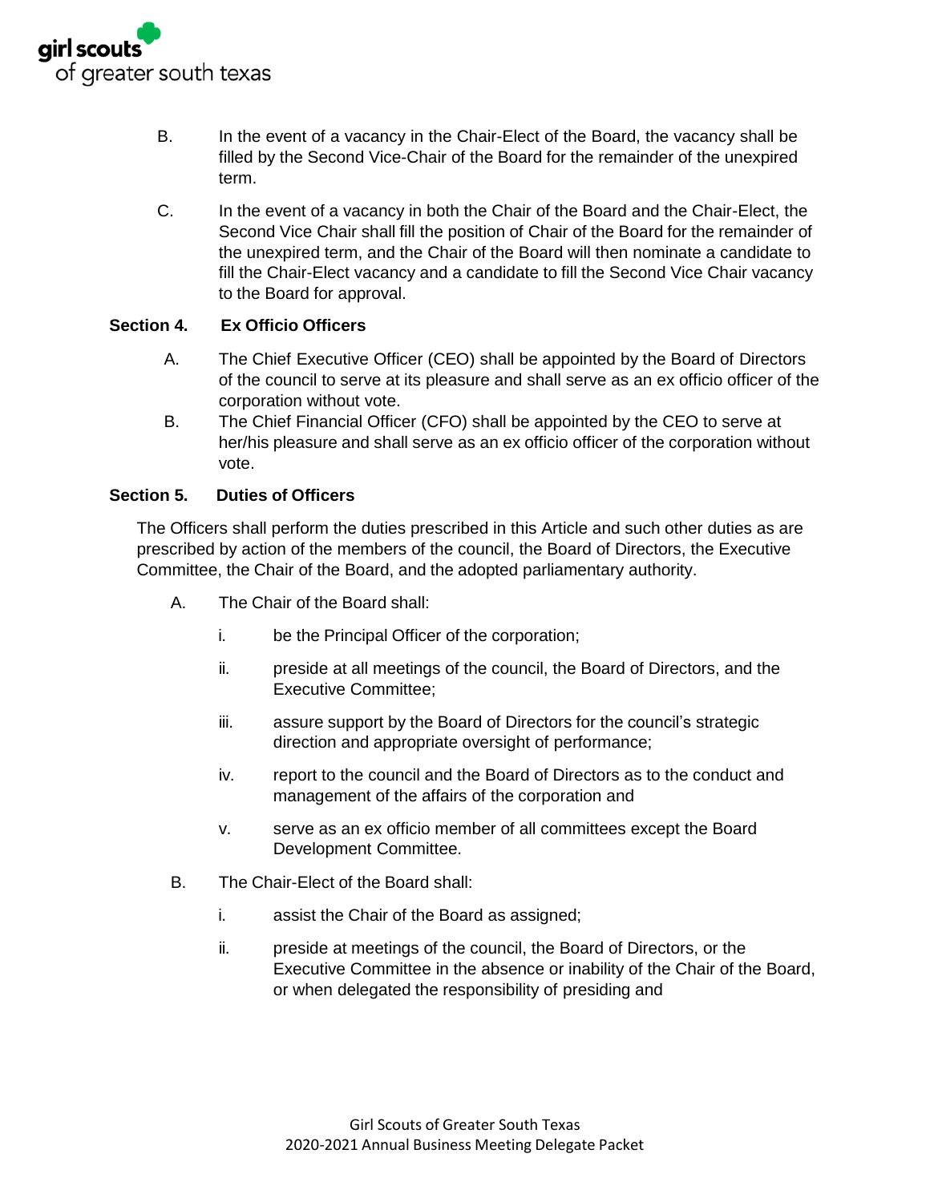B. In the event of a vacancy in the Chair-Elect of the Board, the vacancy shall be filled by the Second Vice-Chair of the Board for the remainder of the unexpired term.

C. In the event of a vacancy in both the Chair of the Board and the Chair-Elect, the Second Vice Chair shall fill the position of Chair of the Board for the remainder of the unexpired term, and the Chair of the Board will then nominate a candidate to fill the Chair-Elect vacancy and a candidate to fill the Second Vice Chair vacancy to the Board for approval.

**Section 4. Ex Officio Officers**

A. The Chief Executive Officer (CEO) shall be appointed by the Board of Directors of the council to serve at its pleasure and shall serve as an ex officio officer of the corporation without vote.

B. The Chief Financial Officer (CFO) shall be appointed by the CEO to serve at her/his pleasure and shall serve as an ex officio officer of the corporation without vote.

**Section 5. Duties of Officers**

The Officers shall perform the duties prescribed in this Article and such other duties as are prescribed by action of the members of the council, the Board of Directors, the Executive Committee, the Chair of the Board, and the adopted parliamentary authority.

A. The Chair of the Board shall:

i. be the Principal Officer of the corporation;

ii. preside at all meetings of the council, the Board of Directors, and the Executive Committee;

iii. assure support by the Board of Directors for the council's strategic direction and appropriate oversight of performance;

iv. report to the council and the Board of Directors as to the conduct and management of the affairs of the corporation and

v. serve as an ex officio member of all committees except the Board Development Committee.

B. The Chair-Elect of the Board shall:

i. assist the Chair of the Board as assigned;

ii. preside at meetings of the council, the Board of Directors, or the Executive Committee in the absence or inability of the Chair of the Board, or when delegated the responsibility of presiding and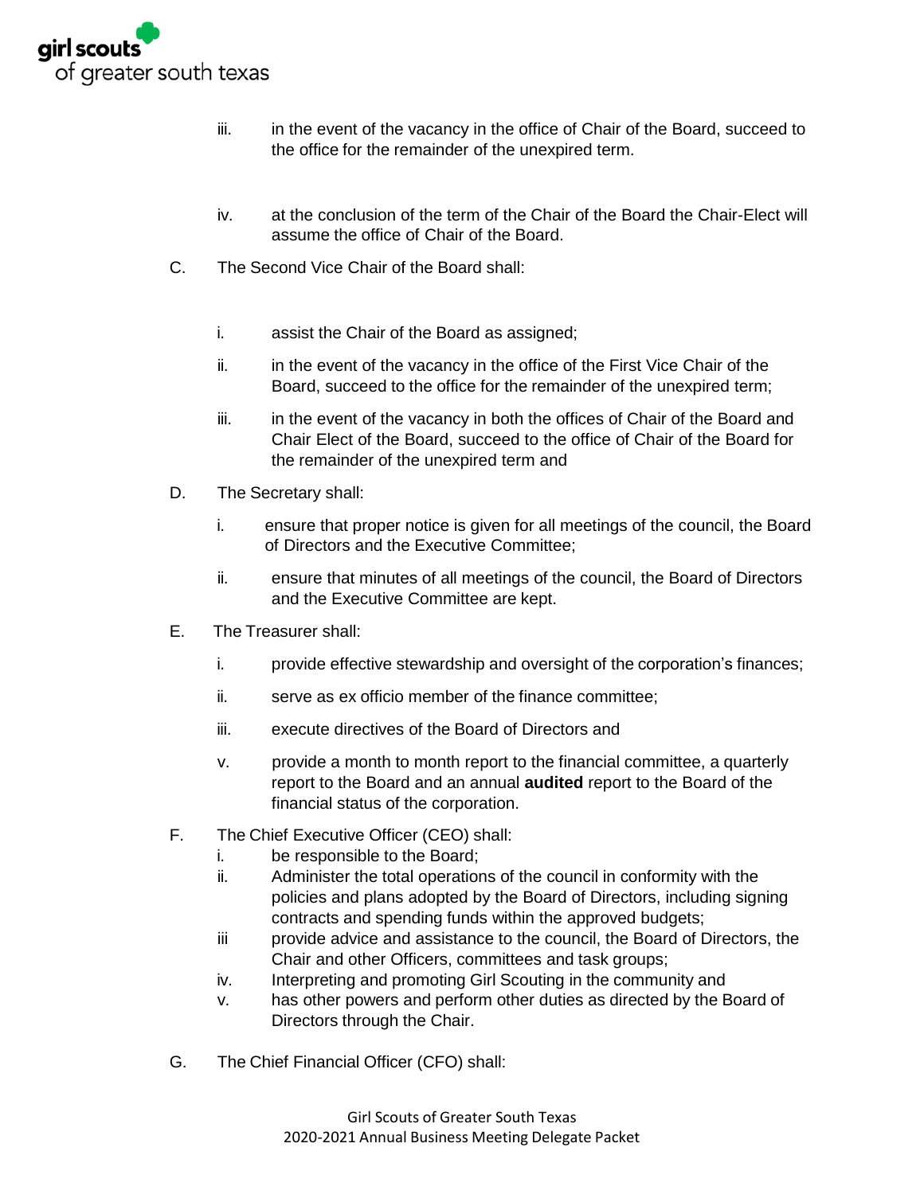iii. in the event of the vacancy in the office of Chair of the Board, succeed to the office for the remainder of the unexpired term.

iv. at the conclusion of the term of the Chair of the Board the Chair-Elect will assume the office of Chair of the Board.

C. The Second Vice Chair of the Board shall:

i. assist the Chair of the Board as assigned;

ii. in the event of the vacancy in the office of the First Vice Chair of the Board, succeed to the office for the remainder of the unexpired term;

iii. in the event of the vacancy in both the offices of Chair of the Board and Chair Elect of the Board, succeed to the office of Chair of the Board for the remainder of the unexpired term and

D. The Secretary shall:

i. ensure that proper notice is given for all meetings of the council, the Board of Directors and the Executive Committee;

ii. ensure that minutes of all meetings of the council, the Board of Directors and the Executive Committee are kept.

E. The Treasurer shall:

i. provide effective stewardship and oversight of the corporation's finances;

ii. serve as ex officio member of the finance committee;

iii. execute directives of the Board of Directors and

v. provide a month to month report to the financial committee, a quarterly report to the Board and an annual **audited** report to the Board of the financial status of the corporation.

F. The Chief Executive Officer (CEO) shall:

i. be responsible to the Board;

ii. Administer the total operations of the council in conformity with the policies and plans adopted by the Board of Directors, including signing contracts and spending funds within the approved budgets;

iii provide advice and assistance to the council, the Board of Directors, the Chair and other Officers, committees and task groups;

iv. Interpreting and promoting Girl Scouting in the community and

v. has other powers and perform other duties as directed by the Board of Directors through the Chair.

G. The Chief Financial Officer (CFO) shall: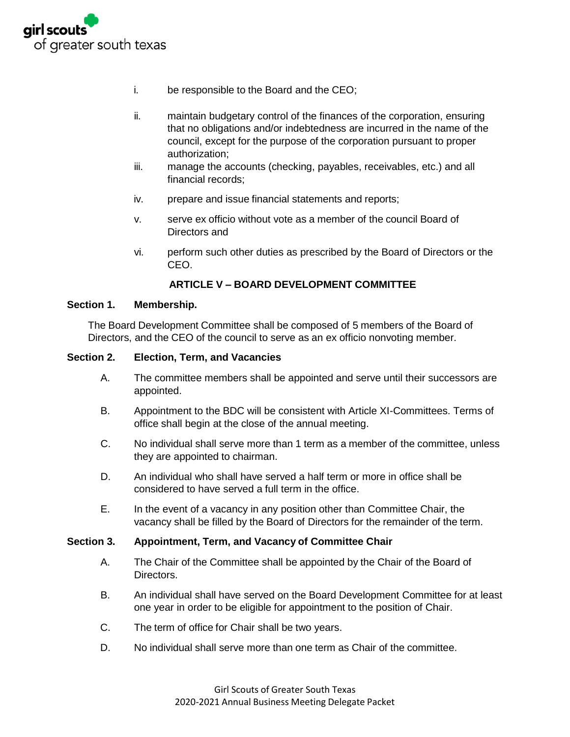i. be responsible to the Board and the CEO;

ii. maintain budgetary control of the finances of the corporation, ensuring that no obligations and/or indebtedness are incurred in the name of the council, except for the purpose of the corporation pursuant to proper authorization;

iii. manage the accounts (checking, payables, receivables, etc.) and all financial records;

iv. prepare and issue financial statements and reports;

v. serve ex officio without vote as a member of the council Board of Directors and

vi. perform such other duties as prescribed by the Board of Directors or the CEO.

## ARTICLE V – BOARD DEVELOPMENT COMMITTEE

**Section 1. Membership.**

The Board Development Committee shall be composed of 5 members of the Board of Directors, and the CEO of the council to serve as an ex officio nonvoting member.

**Section 2. Election, Term, and Vacancies**

A. The committee members shall be appointed and serve until their successors are appointed.

B. Appointment to the BDC will be consistent with Article XI-Committees. Terms of office shall begin at the close of the annual meeting.

C. No individual shall serve more than 1 term as a member of the committee, unless they are appointed to chairman.

D. An individual who shall have served a half term or more in office shall be considered to have served a full term in the office.

E. In the event of a vacancy in any position other than Committee Chair, the vacancy shall be filled by the Board of Directors for the remainder of the term.

**Section 3. Appointment, Term, and Vacancy of Committee Chair**

A. The Chair of the Committee shall be appointed by the Chair of the Board of Directors.

B. An individual shall have served on the Board Development Committee for at least one year in order to be eligible for appointment to the position of Chair.

C. The term of office for Chair shall be two years.

D. No individual shall serve more than one term as Chair of the committee.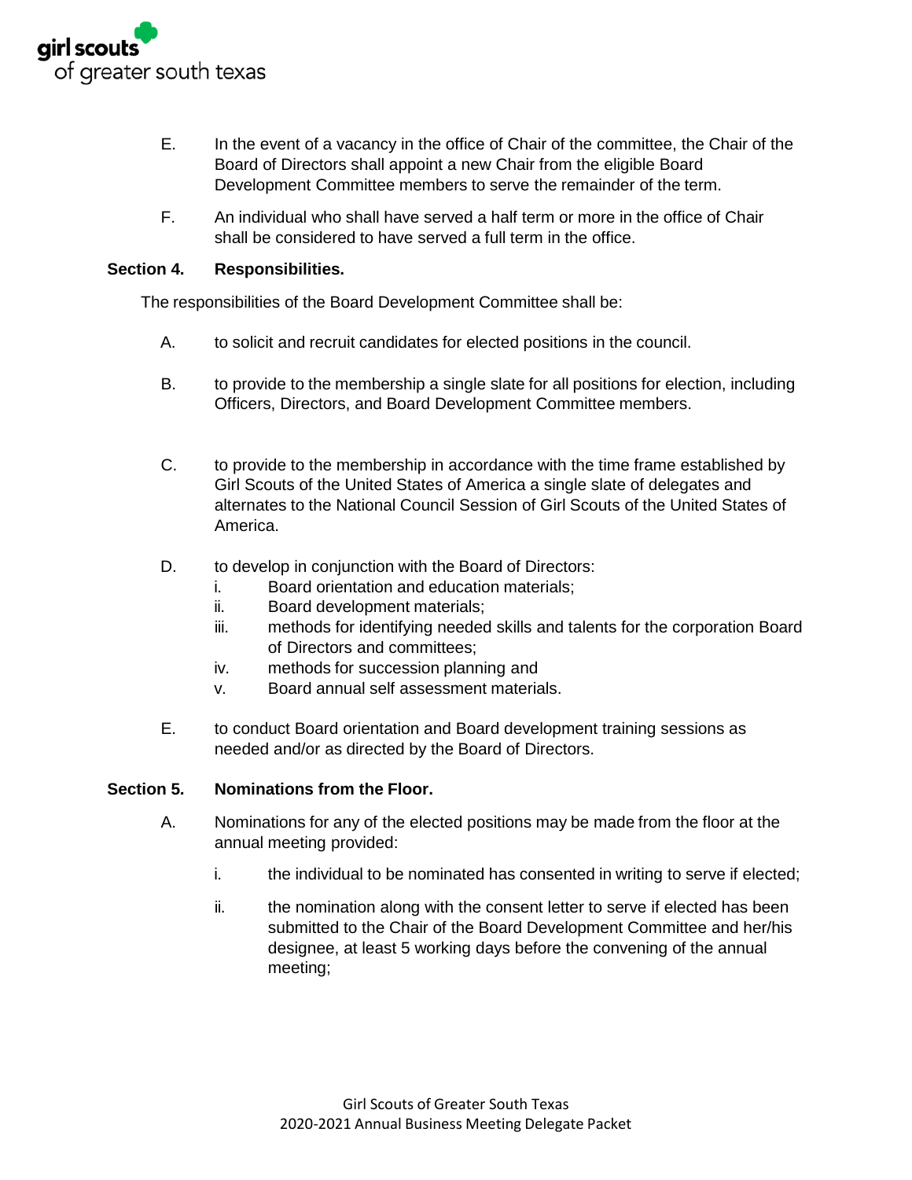E. In the event of a vacancy in the office of Chair of the committee, the Chair of the Board of Directors shall appoint a new Chair from the eligible Board Development Committee members to serve the remainder of the term.

F. An individual who shall have served a half term or more in the office of Chair shall be considered to have served a full term in the office.

**Section 4. Responsibilities.**

The responsibilities of the Board Development Committee shall be:

A. to solicit and recruit candidates for elected positions in the council.

B. to provide to the membership a single slate for all positions for election, including Officers, Directors, and Board Development Committee members.

C. to provide to the membership in accordance with the time frame established by Girl Scouts of the United States of America a single slate of delegates and alternates to the National Council Session of Girl Scouts of the United States of America.

D. to develop in conjunction with the Board of Directors:

i. Board orientation and education materials;

ii. Board development materials;

iii. methods for identifying needed skills and talents for the corporation Board of Directors and committees;

iv. methods for succession planning and

v. Board annual self assessment materials.

E. to conduct Board orientation and Board development training sessions as needed and/or as directed by the Board of Directors.

**Section 5. Nominations from the Floor.**

A. Nominations for any of the elected positions may be made from the floor at the annual meeting provided:

i. the individual to be nominated has consented in writing to serve if elected;

ii. the nomination along with the consent letter to serve if elected has been submitted to the Chair of the Board Development Committee and her/his designee, at least 5 working days before the convening of the annual meeting;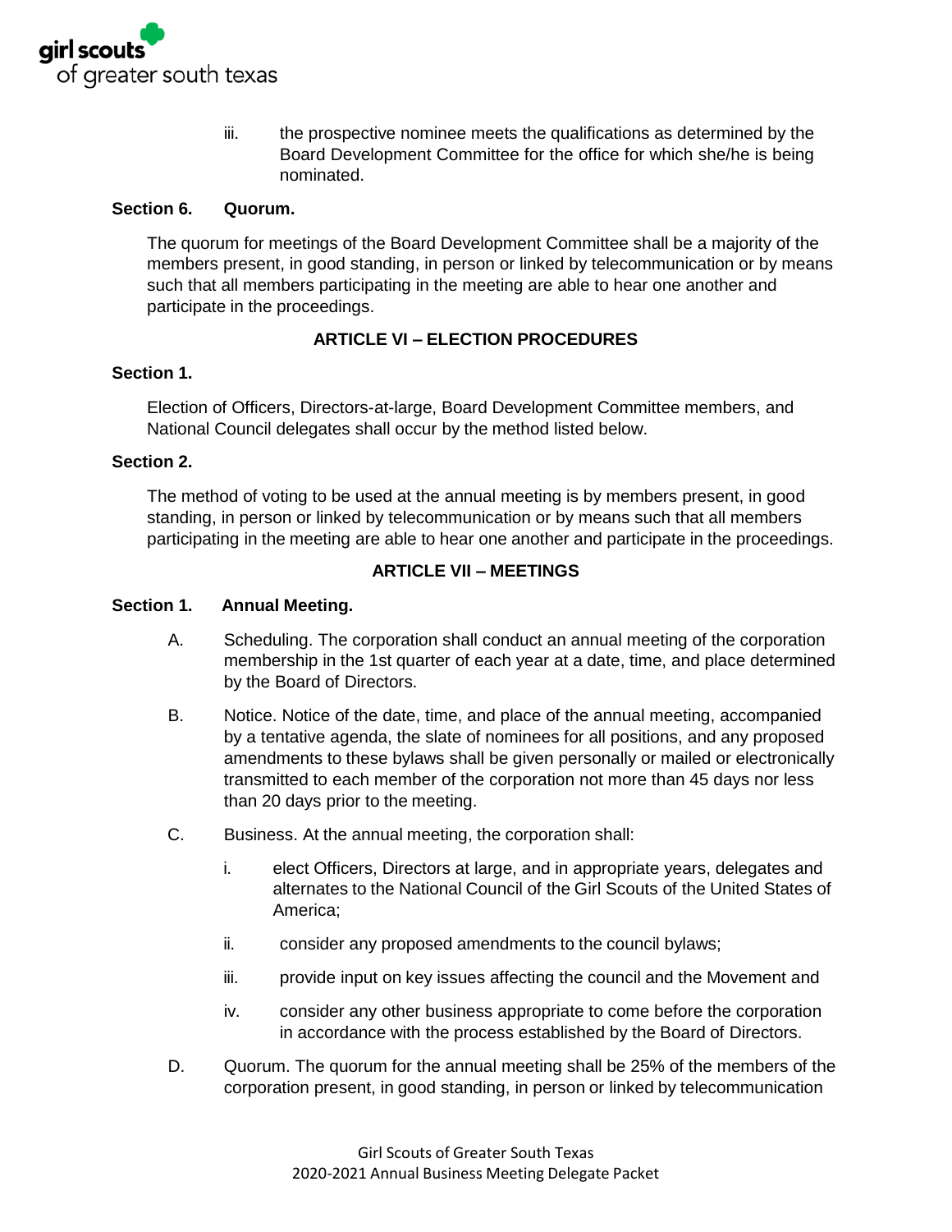iii. the prospective nominee meets the qualifications as determined by the Board Development Committee for the office for which she/he is being nominated.

**Section 6. Quorum.**

The quorum for meetings of the Board Development Committee shall be a majority of the members present, in good standing, in person or linked by telecommunication or by means such that all members participating in the meeting are able to hear one another and participate in the proceedings.

## ARTICLE VI – ELECTION PROCEDURES

**Section 1.**

Election of Officers, Directors-at-large, Board Development Committee members, and National Council delegates shall occur by the method listed below.

**Section 2.**

The method of voting to be used at the annual meeting is by members present, in good standing, in person or linked by telecommunication or by means such that all members participating in the meeting are able to hear one another and participate in the proceedings.

## ARTICLE VII – MEETINGS

**Section 1. Annual Meeting.**

A. Scheduling. The corporation shall conduct an annual meeting of the corporation membership in the 1st quarter of each year at a date, time, and place determined by the Board of Directors.

B. Notice. Notice of the date, time, and place of the annual meeting, accompanied by a tentative agenda, the slate of nominees for all positions, and any proposed amendments to these bylaws shall be given personally or mailed or electronically transmitted to each member of the corporation not more than 45 days nor less than 20 days prior to the meeting.

C. Business. At the annual meeting, the corporation shall:

i. elect Officers, Directors at large, and in appropriate years, delegates and alternates to the National Council of the Girl Scouts of the United States of America;

ii. consider any proposed amendments to the council bylaws;

iii. provide input on key issues affecting the council and the Movement and

iv. consider any other business appropriate to come before the corporation in accordance with the process established by the Board of Directors.

D. Quorum. The quorum for the annual meeting shall be 25% of the members of the corporation present, in good standing, in person or linked by telecommunication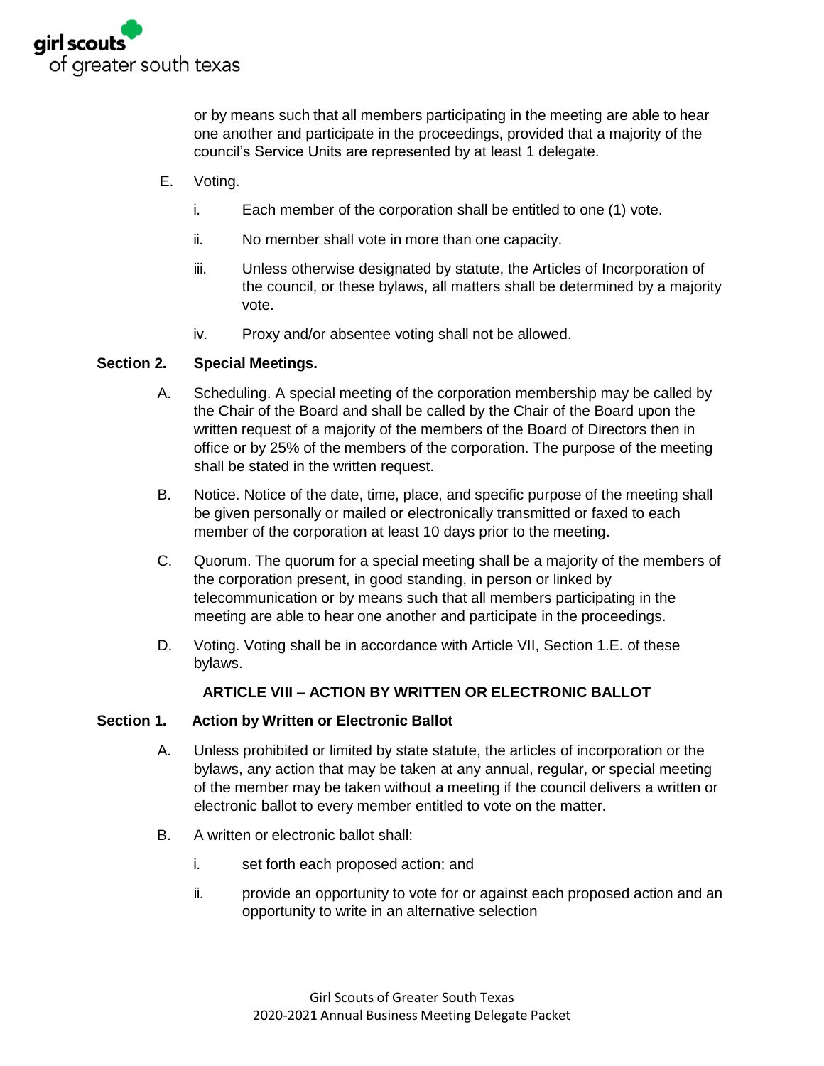or by means such that all members participating in the meeting are able to hear one another and participate in the proceedings, provided that a majority of the council's Service Units are represented by at least 1 delegate.

E. Voting.

  i. Each member of the corporation shall be entitled to one (1) vote.

  ii. No member shall vote in more than one capacity.

  iii. Unless otherwise designated by statute, the Articles of Incorporation of the council, or these bylaws, all matters shall be determined by a majority vote.

  iv. Proxy and/or absentee voting shall not be allowed.

**Section 2. Special Meetings.**

A. Scheduling. A special meeting of the corporation membership may be called by the Chair of the Board and shall be called by the Chair of the Board upon the written request of a majority of the members of the Board of Directors then in office or by 25% of the members of the corporation. The purpose of the meeting shall be stated in the written request.

B. Notice. Notice of the date, time, place, and specific purpose of the meeting shall be given personally or mailed or electronically transmitted or faxed to each member of the corporation at least 10 days prior to the meeting.

C. Quorum. The quorum for a special meeting shall be a majority of the members of the corporation present, in good standing, in person or linked by telecommunication or by means such that all members participating in the meeting are able to hear one another and participate in the proceedings.

D. Voting. Voting shall be in accordance with Article VII, Section 1.E. of these bylaws.

## ARTICLE VIII – ACTION BY WRITTEN OR ELECTRONIC BALLOT

**Section 1. Action by Written or Electronic Ballot**

A. Unless prohibited or limited by state statute, the articles of incorporation or the bylaws, any action that may be taken at any annual, regular, or special meeting of the member may be taken without a meeting if the council delivers a written or electronic ballot to every member entitled to vote on the matter.

B. A written or electronic ballot shall:

  i. set forth each proposed action; and

  ii. provide an opportunity to vote for or against each proposed action and an opportunity to write in an alternative selection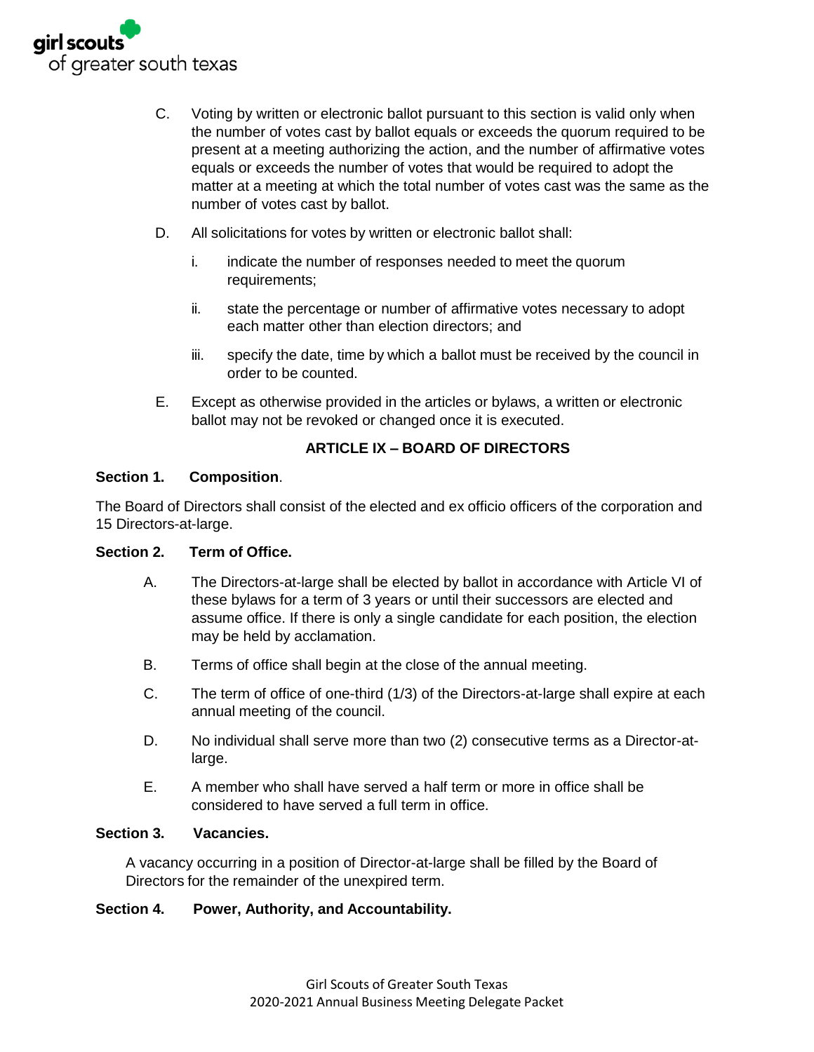C. Voting by written or electronic ballot pursuant to this section is valid only when the number of votes cast by ballot equals or exceeds the quorum required to be present at a meeting authorizing the action, and the number of affirmative votes equals or exceeds the number of votes that would be required to adopt the matter at a meeting at which the total number of votes cast was the same as the number of votes cast by ballot.

D. All solicitations for votes by written or electronic ballot shall:

i. indicate the number of responses needed to meet the quorum requirements;

ii. state the percentage or number of affirmative votes necessary to adopt each matter other than election directors; and

iii. specify the date, time by which a ballot must be received by the council in order to be counted.

E. Except as otherwise provided in the articles or bylaws, a written or electronic ballot may not be revoked or changed once it is executed.

## ARTICLE IX – BOARD OF DIRECTORS

**Section 1. Composition**.

The Board of Directors shall consist of the elected and ex officio officers of the corporation and 15 Directors-at-large.

**Section 2. Term of Office.**

A. The Directors-at-large shall be elected by ballot in accordance with Article VI of these bylaws for a term of 3 years or until their successors are elected and assume office. If there is only a single candidate for each position, the election may be held by acclamation.

B. Terms of office shall begin at the close of the annual meeting.

C. The term of office of one-third (1/3) of the Directors-at-large shall expire at each annual meeting of the council.

D. No individual shall serve more than two (2) consecutive terms as a Director-at-large.

E. A member who shall have served a half term or more in office shall be considered to have served a full term in office.

**Section 3. Vacancies.**

A vacancy occurring in a position of Director-at-large shall be filled by the Board of Directors for the remainder of the unexpired term.

**Section 4. Power, Authority, and Accountability.**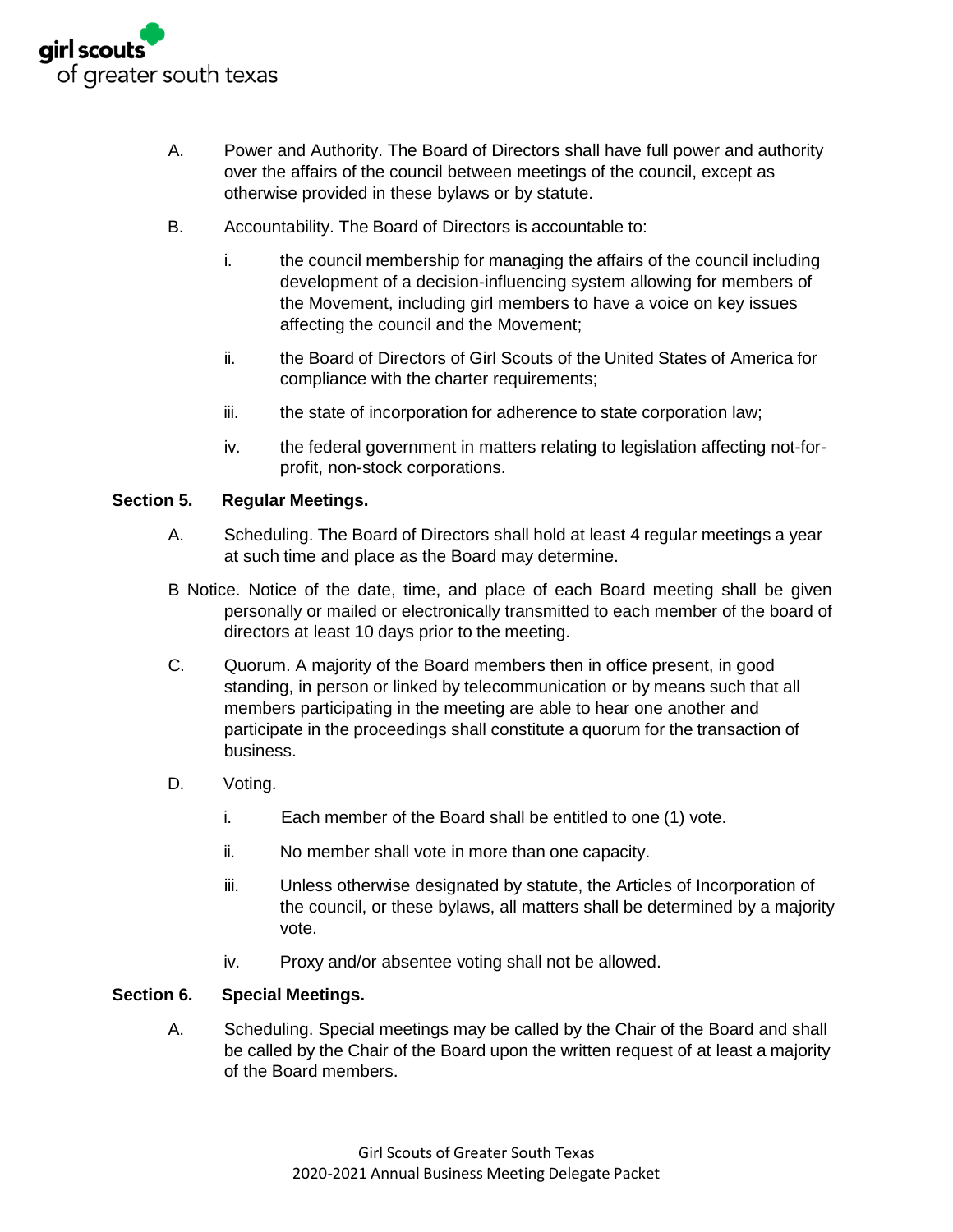A. Power and Authority. The Board of Directors shall have full power and authority over the affairs of the council between meetings of the council, except as otherwise provided in these bylaws or by statute.

B. Accountability. The Board of Directors is accountable to:

   i. the council membership for managing the affairs of the council including development of a decision-influencing system allowing for members of the Movement, including girl members to have a voice on key issues affecting the council and the Movement;

   ii. the Board of Directors of Girl Scouts of the United States of America for compliance with the charter requirements;

   iii. the state of incorporation for adherence to state corporation law;

   iv. the federal government in matters relating to legislation affecting not-for-profit, non-stock corporations.

**Section 5. Regular Meetings.**

A. Scheduling. The Board of Directors shall hold at least 4 regular meetings a year at such time and place as the Board may determine.

B Notice. Notice of the date, time, and place of each Board meeting shall be given personally or mailed or electronically transmitted to each member of the board of directors at least 10 days prior to the meeting.

C. Quorum. A majority of the Board members then in office present, in good standing, in person or linked by telecommunication or by means such that all members participating in the meeting are able to hear one another and participate in the proceedings shall constitute a quorum for the transaction of business.

D. Voting.

   i. Each member of the Board shall be entitled to one (1) vote.

   ii. No member shall vote in more than one capacity.

   iii. Unless otherwise designated by statute, the Articles of Incorporation of the council, or these bylaws, all matters shall be determined by a majority vote.

   iv. Proxy and/or absentee voting shall not be allowed.

**Section 6. Special Meetings.**

A. Scheduling. Special meetings may be called by the Chair of the Board and shall be called by the Chair of the Board upon the written request of at least a majority of the Board members.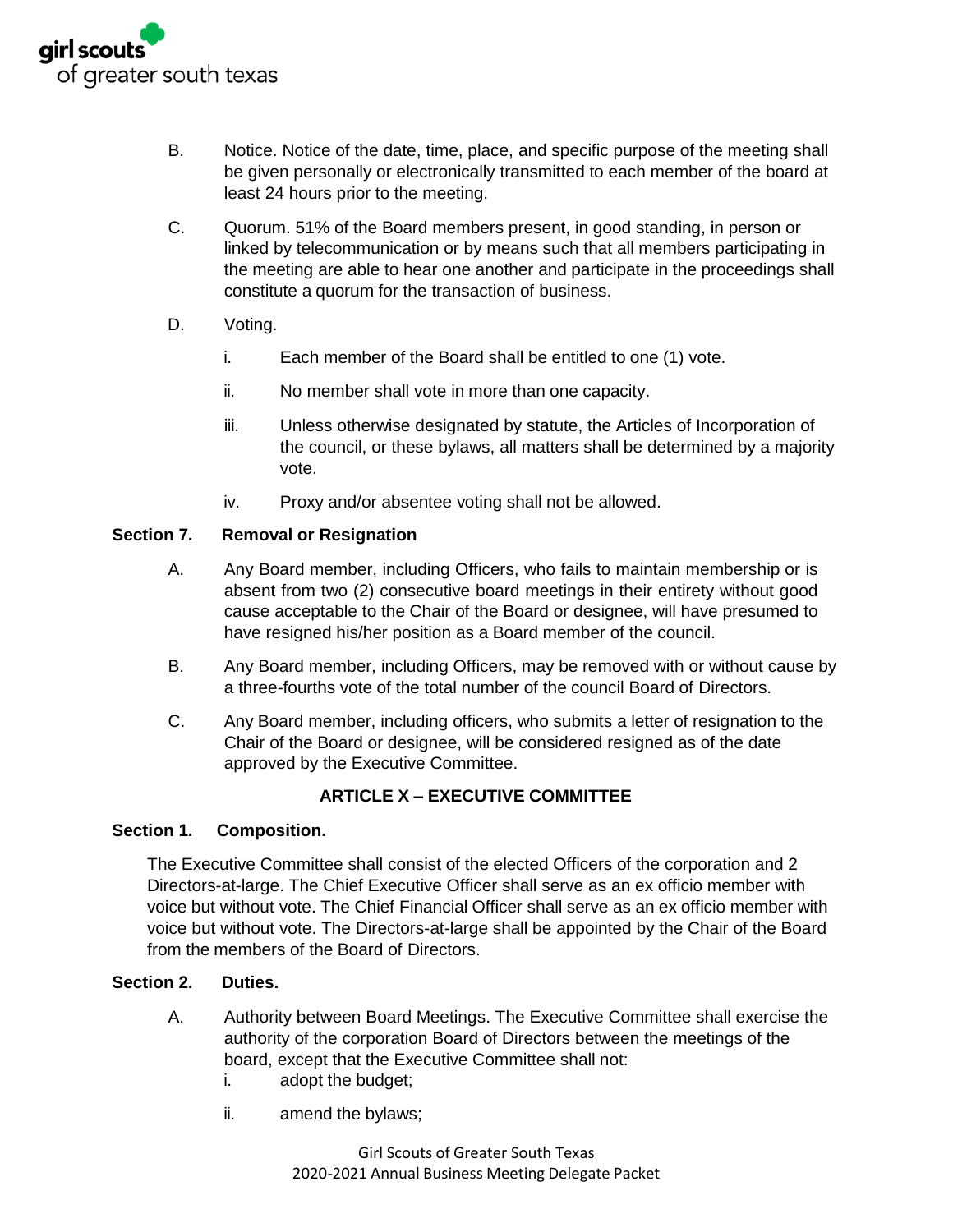B. Notice. Notice of the date, time, place, and specific purpose of the meeting shall be given personally or electronically transmitted to each member of the board at least 24 hours prior to the meeting.

C. Quorum. 51% of the Board members present, in good standing, in person or linked by telecommunication or by means such that all members participating in the meeting are able to hear one another and participate in the proceedings shall constitute a quorum for the transaction of business.

D. Voting.

i. Each member of the Board shall be entitled to one (1) vote.

ii. No member shall vote in more than one capacity.

iii. Unless otherwise designated by statute, the Articles of Incorporation of the council, or these bylaws, all matters shall be determined by a majority vote.

iv. Proxy and/or absentee voting shall not be allowed.

**Section 7. Removal or Resignation**

A. Any Board member, including Officers, who fails to maintain membership or is absent from two (2) consecutive board meetings in their entirety without good cause acceptable to the Chair of the Board or designee, will have presumed to have resigned his/her position as a Board member of the council.

B. Any Board member, including Officers, may be removed with or without cause by a three-fourths vote of the total number of the council Board of Directors.

C. Any Board member, including officers, who submits a letter of resignation to the Chair of the Board or designee, will be considered resigned as of the date approved by the Executive Committee.

## ARTICLE X – EXECUTIVE COMMITTEE

**Section 1. Composition.**

The Executive Committee shall consist of the elected Officers of the corporation and 2 Directors-at-large. The Chief Executive Officer shall serve as an ex officio member with voice but without vote. The Chief Financial Officer shall serve as an ex officio member with voice but without vote. The Directors-at-large shall be appointed by the Chair of the Board from the members of the Board of Directors.

**Section 2. Duties.**

A. Authority between Board Meetings. The Executive Committee shall exercise the authority of the corporation Board of Directors between the meetings of the board, except that the Executive Committee shall not:

i. adopt the budget;

ii. amend the bylaws;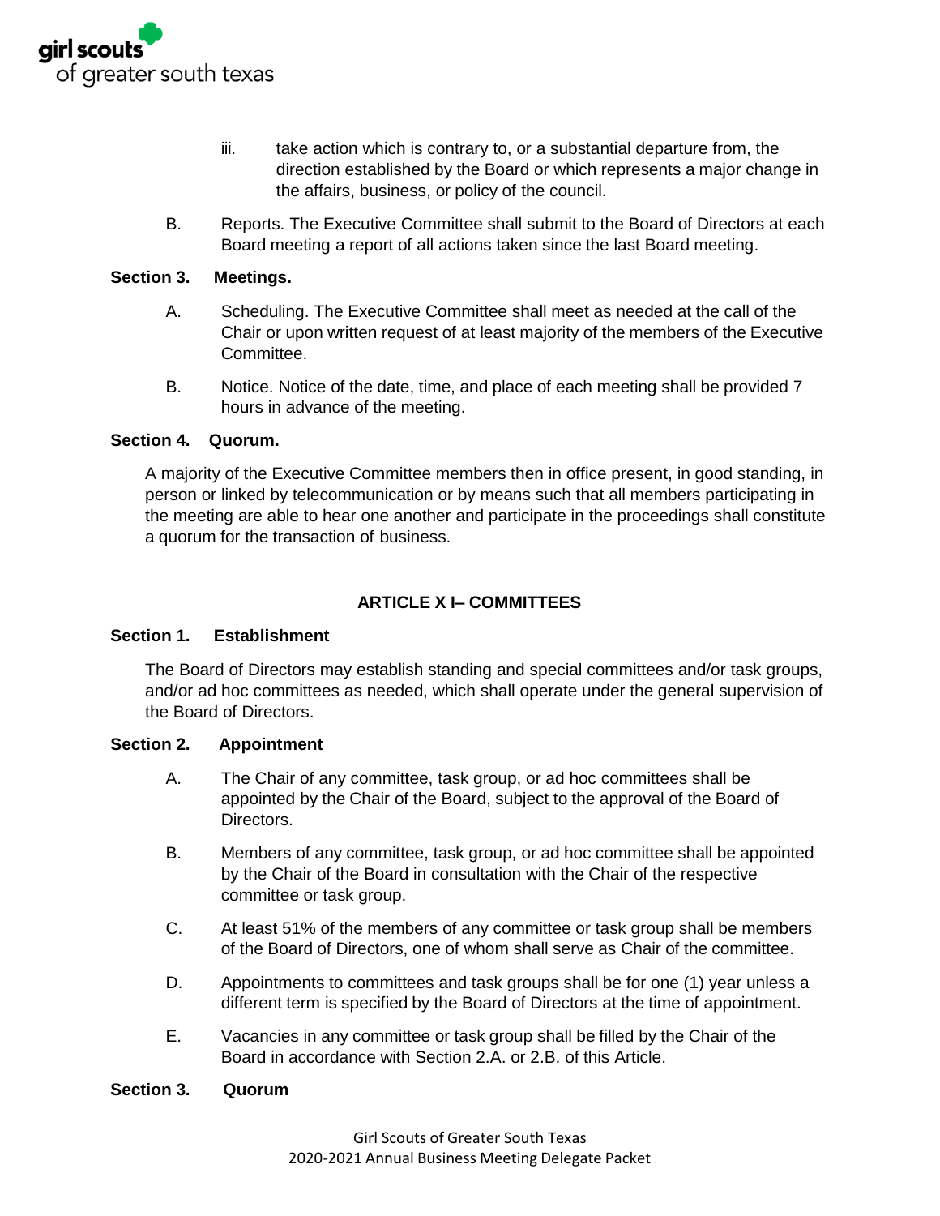iii. take action which is contrary to, or a substantial departure from, the direction established by the Board or which represents a major change in the affairs, business, or policy of the council.

B. Reports. The Executive Committee shall submit to the Board of Directors at each Board meeting a report of all actions taken since the last Board meeting.

**Section 3. Meetings.**

A. Scheduling. The Executive Committee shall meet as needed at the call of the Chair or upon written request of at least majority of the members of the Executive Committee.

B. Notice. Notice of the date, time, and place of each meeting shall be provided 7 hours in advance of the meeting.

**Section 4. Quorum.**

A majority of the Executive Committee members then in office present, in good standing, in person or linked by telecommunication or by means such that all members participating in the meeting are able to hear one another and participate in the proceedings shall constitute a quorum for the transaction of business.

## ARTICLE X I– COMMITTEES

**Section 1. Establishment**

The Board of Directors may establish standing and special committees and/or task groups, and/or ad hoc committees as needed, which shall operate under the general supervision of the Board of Directors.

**Section 2. Appointment**

A. The Chair of any committee, task group, or ad hoc committees shall be appointed by the Chair of the Board, subject to the approval of the Board of Directors.

B. Members of any committee, task group, or ad hoc committee shall be appointed by the Chair of the Board in consultation with the Chair of the respective committee or task group.

C. At least 51% of the members of any committee or task group shall be members of the Board of Directors, one of whom shall serve as Chair of the committee.

D. Appointments to committees and task groups shall be for one (1) year unless a different term is specified by the Board of Directors at the time of appointment.

E. Vacancies in any committee or task group shall be filled by the Chair of the Board in accordance with Section 2.A. or 2.B. of this Article.

**Section 3. Quorum**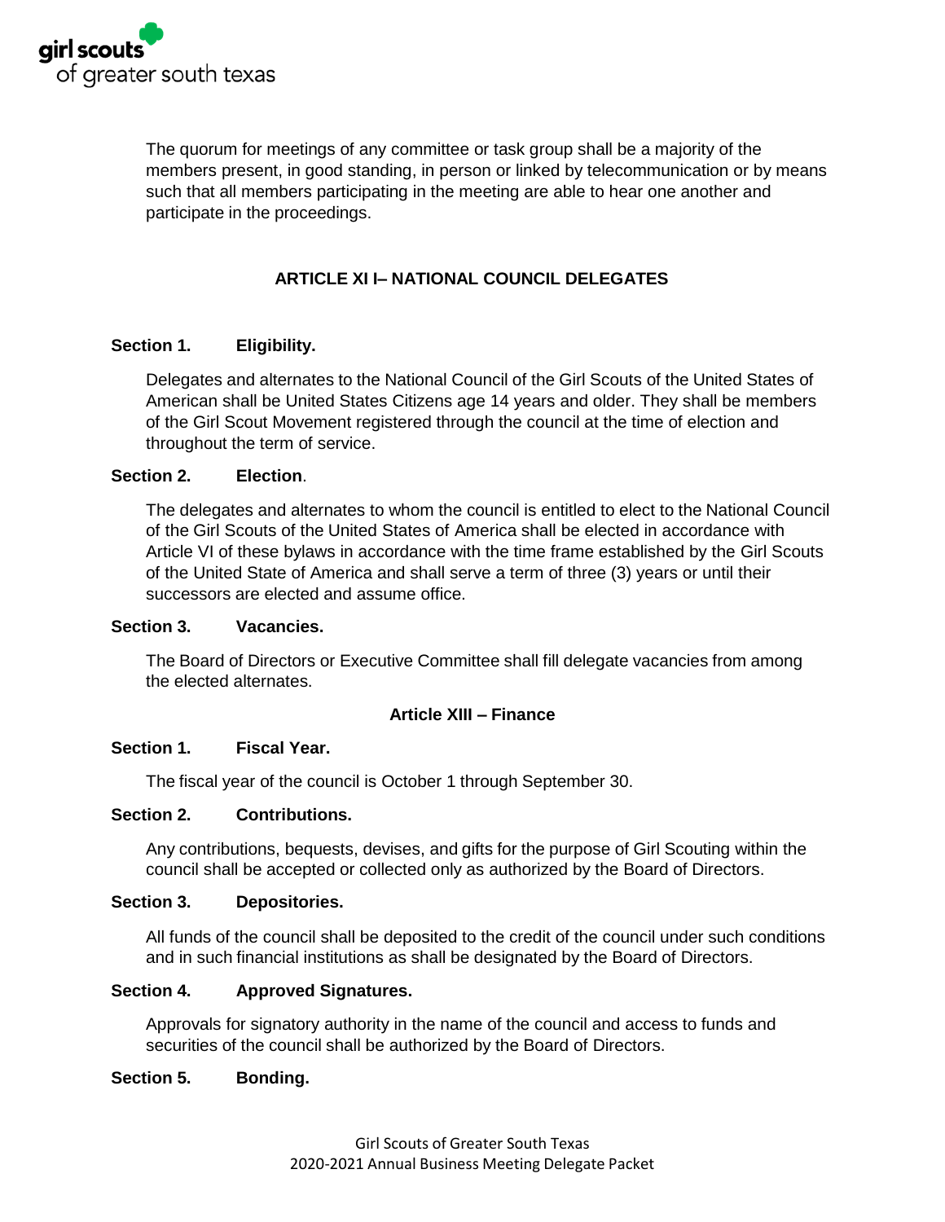The quorum for meetings of any committee or task group shall be a majority of the members present, in good standing, in person or linked by telecommunication or by means such that all members participating in the meeting are able to hear one another and participate in the proceedings.

## ARTICLE XI I– NATIONAL COUNCIL DELEGATES

**Section 1. Eligibility.**

Delegates and alternates to the National Council of the Girl Scouts of the United States of American shall be United States Citizens age 14 years and older. They shall be members of the Girl Scout Movement registered through the council at the time of election and throughout the term of service.

**Section 2. Election.**

The delegates and alternates to whom the council is entitled to elect to the National Council of the Girl Scouts of the United States of America shall be elected in accordance with Article VI of these bylaws in accordance with the time frame established by the Girl Scouts of the United State of America and shall serve a term of three (3) years or until their successors are elected and assume office.

**Section 3. Vacancies.**

The Board of Directors or Executive Committee shall fill delegate vacancies from among the elected alternates.

## Article XIII – Finance

**Section 1. Fiscal Year.**

The fiscal year of the council is October 1 through September 30.

**Section 2. Contributions.**

Any contributions, bequests, devises, and gifts for the purpose of Girl Scouting within the council shall be accepted or collected only as authorized by the Board of Directors.

**Section 3. Depositories.**

All funds of the council shall be deposited to the credit of the council under such conditions and in such financial institutions as shall be designated by the Board of Directors.

**Section 4. Approved Signatures.**

Approvals for signatory authority in the name of the council and access to funds and securities of the council shall be authorized by the Board of Directors.

**Section 5. Bonding.**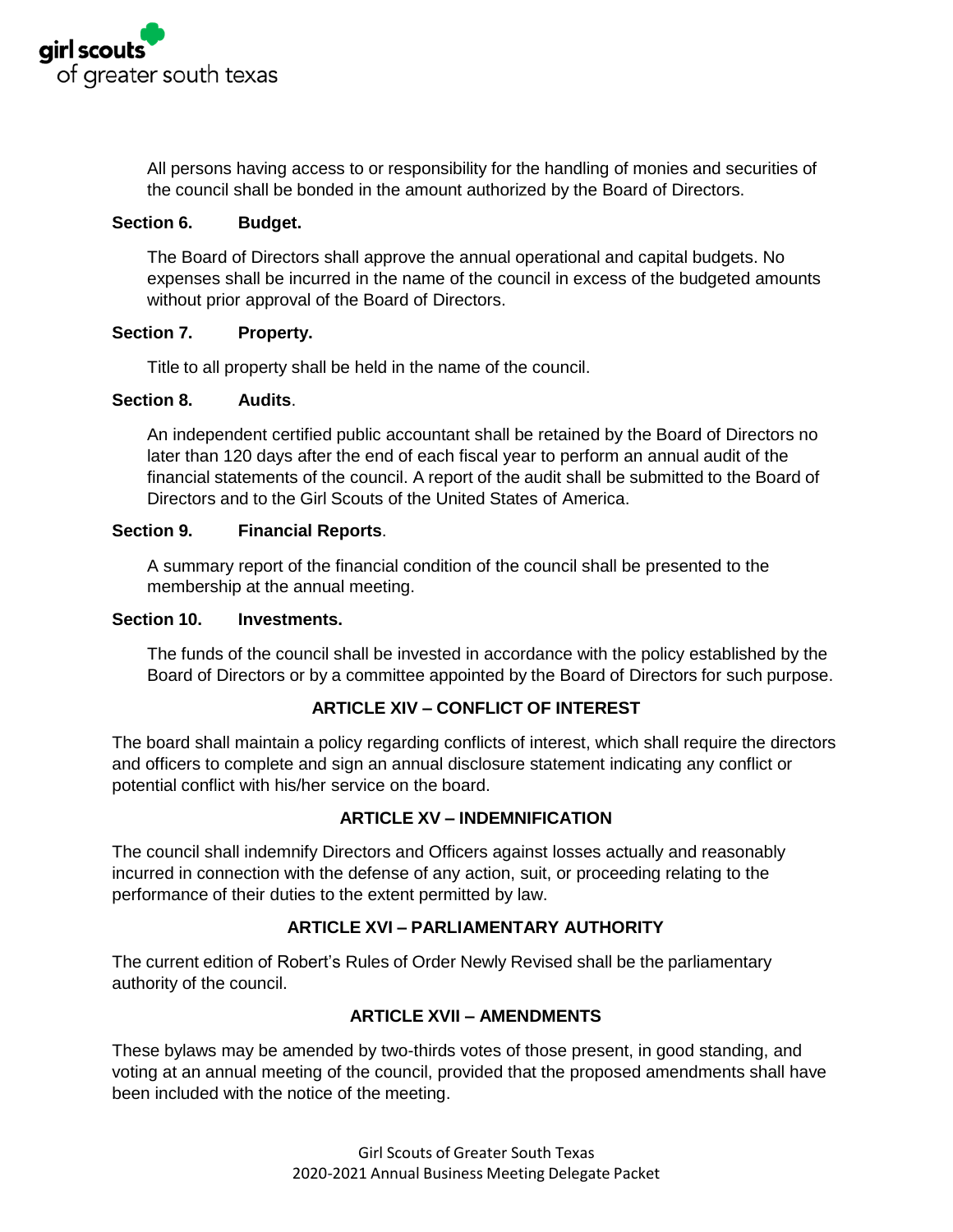All persons having access to or responsibility for the handling of monies and securities of the council shall be bonded in the amount authorized by the Board of Directors.

**Section 6. Budget.**

The Board of Directors shall approve the annual operational and capital budgets. No expenses shall be incurred in the name of the council in excess of the budgeted amounts without prior approval of the Board of Directors.

**Section 7. Property.**

Title to all property shall be held in the name of the council.

**Section 8. Audits.**

An independent certified public accountant shall be retained by the Board of Directors no later than 120 days after the end of each fiscal year to perform an annual audit of the financial statements of the council. A report of the audit shall be submitted to the Board of Directors and to the Girl Scouts of the United States of America.

**Section 9. Financial Reports.**

A summary report of the financial condition of the council shall be presented to the membership at the annual meeting.

**Section 10. Investments.**

The funds of the council shall be invested in accordance with the policy established by the Board of Directors or by a committee appointed by the Board of Directors for such purpose.

## ARTICLE XIV – CONFLICT OF INTEREST

The board shall maintain a policy regarding conflicts of interest, which shall require the directors and officers to complete and sign an annual disclosure statement indicating any conflict or potential conflict with his/her service on the board.

## ARTICLE XV – INDEMNIFICATION

The council shall indemnify Directors and Officers against losses actually and reasonably incurred in connection with the defense of any action, suit, or proceeding relating to the performance of their duties to the extent permitted by law.

## ARTICLE XVI – PARLIAMENTARY AUTHORITY

The current edition of Robert's Rules of Order Newly Revised shall be the parliamentary authority of the council.

## ARTICLE XVII – AMENDMENTS

These bylaws may be amended by two-thirds votes of those present, in good standing, and voting at an annual meeting of the council, provided that the proposed amendments shall have been included with the notice of the meeting.